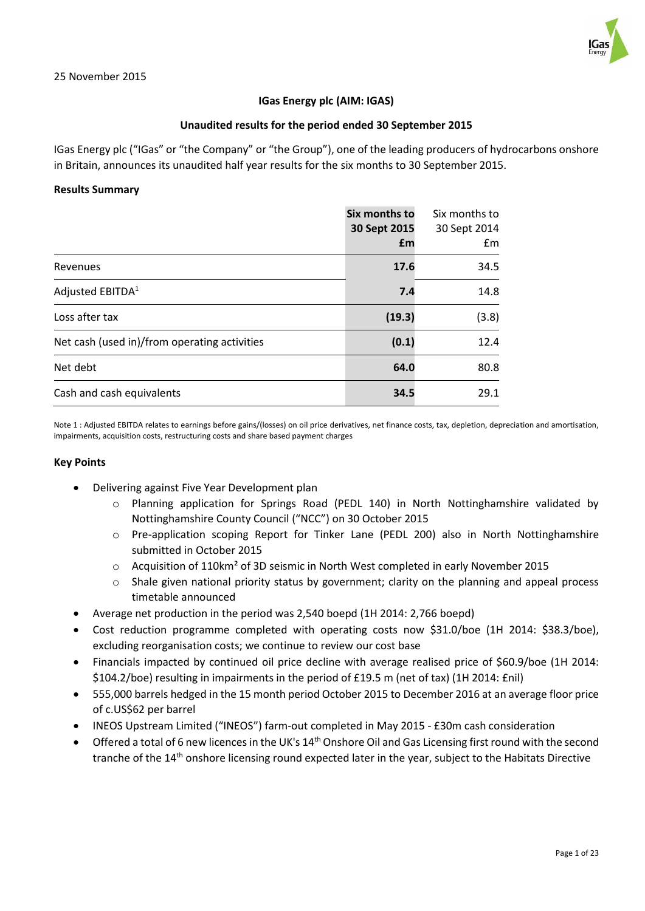25 November 2015

**IGas Energy plc (AIM: IGAS)**

**Unaudited results for the period ended 30 September 2015**

IGas Energy plc ("IGas" or "the Company" or "the Group"), one of the leading producers of hydrocarbons onshore in Britain, announces its unaudited half year results for the six months to 30 September 2015.

**Results Summary**

| | **Six months to 30 Sept 2015 £m** | Six months to 30 Sept 2014 £m |
|---|---|---|
| Revenues | **17.6** | 34.5 |
| Adjusted EBITDA[1] | **7.4** | 14.8 |
| Loss after tax | **(19.3)** | (3.8) |
| Net cash (used in)/from operating activities | **(0.1)** | 12.4 |
| Net debt | **64.0** | 80.8 |
| Cash and cash equivalents | **34.5** | 29.1 |

Note 1 : Adjusted EBITDA relates to earnings before gains/(losses) on oil price derivatives, net finance costs, tax, depletion, depreciation and amortisation, impairments, acquisition costs, restructuring costs and share based payment charges

**Key Points**

- Delivering against Five Year Development plan
  - Planning application for Springs Road (PEDL 140) in North Nottinghamshire validated by Nottinghamshire County Council ("NCC") on 30 October 2015
  - Pre-application scoping Report for Tinker Lane (PEDL 200) also in North Nottinghamshire submitted in October 2015
  - Acquisition of 110km² of 3D seismic in North West completed in early November 2015
  - Shale given national priority status by government; clarity on the planning and appeal process timetable announced
- Average net production in the period was 2,540 boepd (1H 2014: 2,766 boepd)
- Cost reduction programme completed with operating costs now $31.0/boe (1H 2014: $38.3/boe), excluding reorganisation costs; we continue to review our cost base
- Financials impacted by continued oil price decline with average realised price of $60.9/boe (1H 2014: $104.2/boe) resulting in impairments in the period of £19.5 m (net of tax) (1H 2014: £nil)
- 555,000 barrels hedged in the 15 month period October 2015 to December 2016 at an average floor price of c.US$62 per barrel
- INEOS Upstream Limited ("INEOS") farm-out completed in May 2015 - £30m cash consideration
- Offered a total of 6 new licences in the UK's 14th Onshore Oil and Gas Licensing first round with the second tranche of the 14th onshore licensing round expected later in the year, subject to the Habitats Directive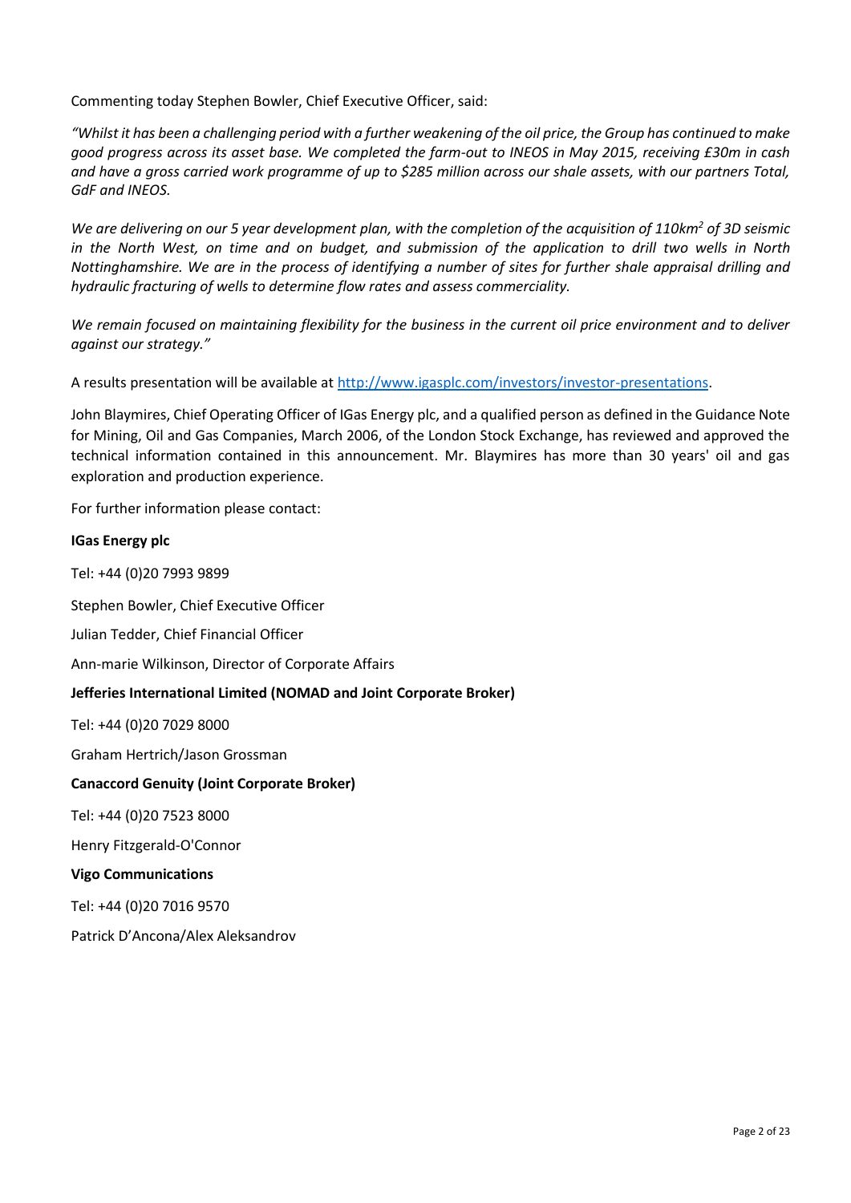Commenting today Stephen Bowler, Chief Executive Officer, said:

*"Whilst it has been a challenging period with a further weakening of the oil price, the Group has continued to make good progress across its asset base. We completed the farm-out to INEOS in May 2015, receiving £30m in cash and have a gross carried work programme of up to $285 million across our shale assets, with our partners Total, GdF and INEOS.*

*We are delivering on our 5 year development plan, with the completion of the acquisition of 110km$^2$ of 3D seismic in the North West, on time and on budget, and submission of the application to drill two wells in North Nottinghamshire. We are in the process of identifying a number of sites for further shale appraisal drilling and hydraulic fracturing of wells to determine flow rates and assess commerciality.*

*We remain focused on maintaining flexibility for the business in the current oil price environment and to deliver against our strategy."*

A results presentation will be available at [http://www.igasplc.com/investors/investor-presentations](http://www.igasplc.com/investors/investor-presentations).

John Blaymires, Chief Operating Officer of IGas Energy plc, and a qualified person as defined in the Guidance Note for Mining, Oil and Gas Companies, March 2006, of the London Stock Exchange, has reviewed and approved the technical information contained in this announcement. Mr. Blaymires has more than 30 years' oil and gas exploration and production experience.

For further information please contact:

**IGas Energy plc**

Tel: +44 (0)20 7993 9899

Stephen Bowler, Chief Executive Officer

Julian Tedder, Chief Financial Officer

Ann-marie Wilkinson, Director of Corporate Affairs

**Jefferies International Limited (NOMAD and Joint Corporate Broker)**

Tel: +44 (0)20 7029 8000

Graham Hertrich/Jason Grossman

**Canaccord Genuity (Joint Corporate Broker)**

Tel: +44 (0)20 7523 8000

Henry Fitzgerald-O'Connor

**Vigo Communications**

Tel: +44 (0)20 7016 9570

Patrick D'Ancona/Alex Aleksandrov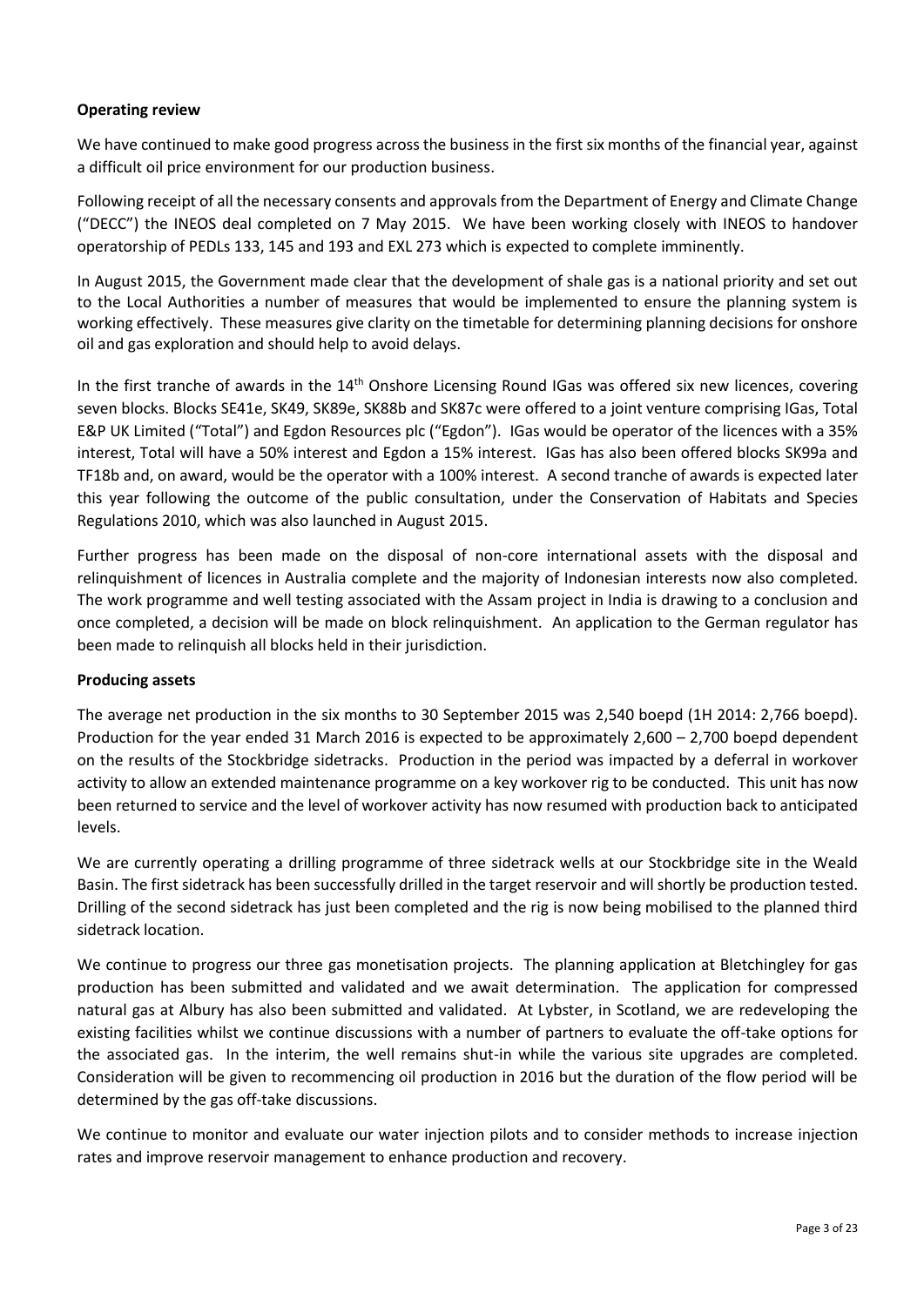**Operating review**

We have continued to make good progress across the business in the first six months of the financial year, against a difficult oil price environment for our production business.

Following receipt of all the necessary consents and approvals from the Department of Energy and Climate Change ("DECC") the INEOS deal completed on 7 May 2015. We have been working closely with INEOS to handover operatorship of PEDLs 133, 145 and 193 and EXL 273 which is expected to complete imminently.

In August 2015, the Government made clear that the development of shale gas is a national priority and set out to the Local Authorities a number of measures that would be implemented to ensure the planning system is working effectively. These measures give clarity on the timetable for determining planning decisions for onshore oil and gas exploration and should help to avoid delays.

In the first tranche of awards in the 14th Onshore Licensing Round IGas was offered six new licences, covering seven blocks. Blocks SE41e, SK49, SK89e, SK88b and SK87c were offered to a joint venture comprising IGas, Total E&P UK Limited ("Total") and Egdon Resources plc ("Egdon"). IGas would be operator of the licences with a 35% interest, Total will have a 50% interest and Egdon a 15% interest. IGas has also been offered blocks SK99a and TF18b and, on award, would be the operator with a 100% interest. A second tranche of awards is expected later this year following the outcome of the public consultation, under the Conservation of Habitats and Species Regulations 2010, which was also launched in August 2015.

Further progress has been made on the disposal of non-core international assets with the disposal and relinquishment of licences in Australia complete and the majority of Indonesian interests now also completed. The work programme and well testing associated with the Assam project in India is drawing to a conclusion and once completed, a decision will be made on block relinquishment. An application to the German regulator has been made to relinquish all blocks held in their jurisdiction.

**Producing assets**

The average net production in the six months to 30 September 2015 was 2,540 boepd (1H 2014: 2,766 boepd). Production for the year ended 31 March 2016 is expected to be approximately 2,600 – 2,700 boepd dependent on the results of the Stockbridge sidetracks. Production in the period was impacted by a deferral in workover activity to allow an extended maintenance programme on a key workover rig to be conducted. This unit has now been returned to service and the level of workover activity has now resumed with production back to anticipated levels.

We are currently operating a drilling programme of three sidetrack wells at our Stockbridge site in the Weald Basin. The first sidetrack has been successfully drilled in the target reservoir and will shortly be production tested. Drilling of the second sidetrack has just been completed and the rig is now being mobilised to the planned third sidetrack location.

We continue to progress our three gas monetisation projects. The planning application at Bletchingley for gas production has been submitted and validated and we await determination. The application for compressed natural gas at Albury has also been submitted and validated. At Lybster, in Scotland, we are redeveloping the existing facilities whilst we continue discussions with a number of partners to evaluate the off-take options for the associated gas. In the interim, the well remains shut-in while the various site upgrades are completed. Consideration will be given to recommencing oil production in 2016 but the duration of the flow period will be determined by the gas off-take discussions.

We continue to monitor and evaluate our water injection pilots and to consider methods to increase injection rates and improve reservoir management to enhance production and recovery.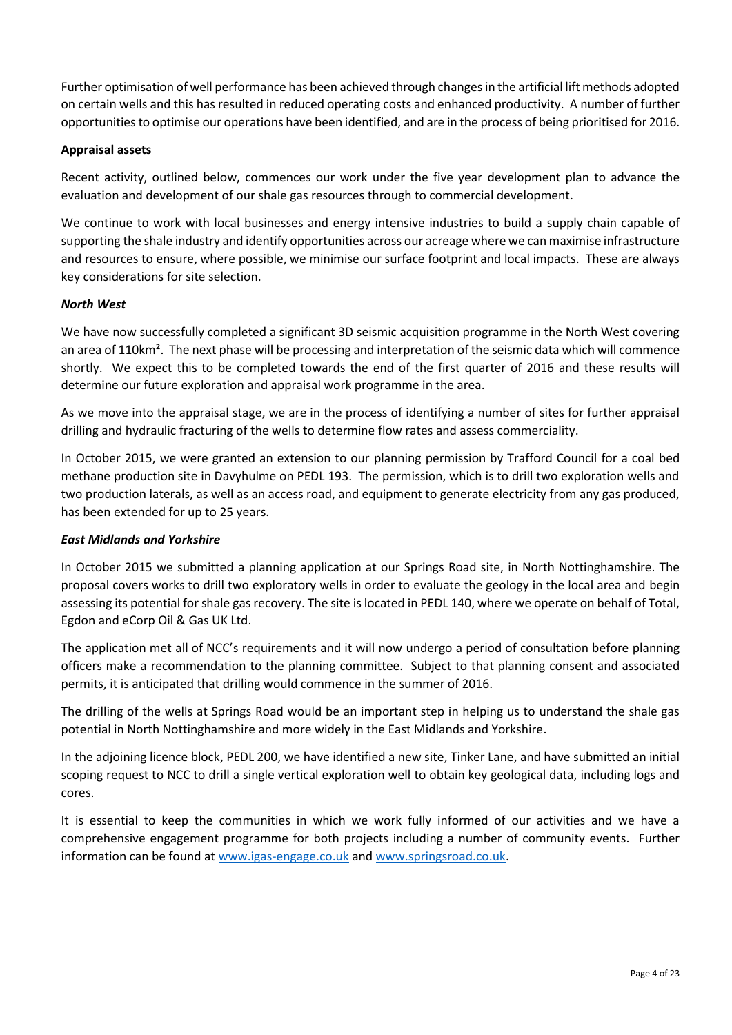Further optimisation of well performance has been achieved through changes in the artificial lift methods adopted on certain wells and this has resulted in reduced operating costs and enhanced productivity. A number of further opportunities to optimise our operations have been identified, and are in the process of being prioritised for 2016.

**Appraisal assets**

Recent activity, outlined below, commences our work under the five year development plan to advance the evaluation and development of our shale gas resources through to commercial development.

We continue to work with local businesses and energy intensive industries to build a supply chain capable of supporting the shale industry and identify opportunities across our acreage where we can maximise infrastructure and resources to ensure, where possible, we minimise our surface footprint and local impacts. These are always key considerations for site selection.

***North West***

We have now successfully completed a significant 3D seismic acquisition programme in the North West covering an area of 110km$^2$. The next phase will be processing and interpretation of the seismic data which will commence shortly. We expect this to be completed towards the end of the first quarter of 2016 and these results will determine our future exploration and appraisal work programme in the area.

As we move into the appraisal stage, we are in the process of identifying a number of sites for further appraisal drilling and hydraulic fracturing of the wells to determine flow rates and assess commerciality.

In October 2015, we were granted an extension to our planning permission by Trafford Council for a coal bed methane production site in Davyhulme on PEDL 193. The permission, which is to drill two exploration wells and two production laterals, as well as an access road, and equipment to generate electricity from any gas produced, has been extended for up to 25 years.

***East Midlands and Yorkshire***

In October 2015 we submitted a planning application at our Springs Road site, in North Nottinghamshire. The proposal covers works to drill two exploratory wells in order to evaluate the geology in the local area and begin assessing its potential for shale gas recovery. The site is located in PEDL 140, where we operate on behalf of Total, Egdon and eCorp Oil & Gas UK Ltd.

The application met all of NCC's requirements and it will now undergo a period of consultation before planning officers make a recommendation to the planning committee. Subject to that planning consent and associated permits, it is anticipated that drilling would commence in the summer of 2016.

The drilling of the wells at Springs Road would be an important step in helping us to understand the shale gas potential in North Nottinghamshire and more widely in the East Midlands and Yorkshire.

In the adjoining licence block, PEDL 200, we have identified a new site, Tinker Lane, and have submitted an initial scoping request to NCC to drill a single vertical exploration well to obtain key geological data, including logs and cores.

It is essential to keep the communities in which we work fully informed of our activities and we have a comprehensive engagement programme for both projects including a number of community events. Further information can be found at www.igas-engage.co.uk and www.springsroad.co.uk.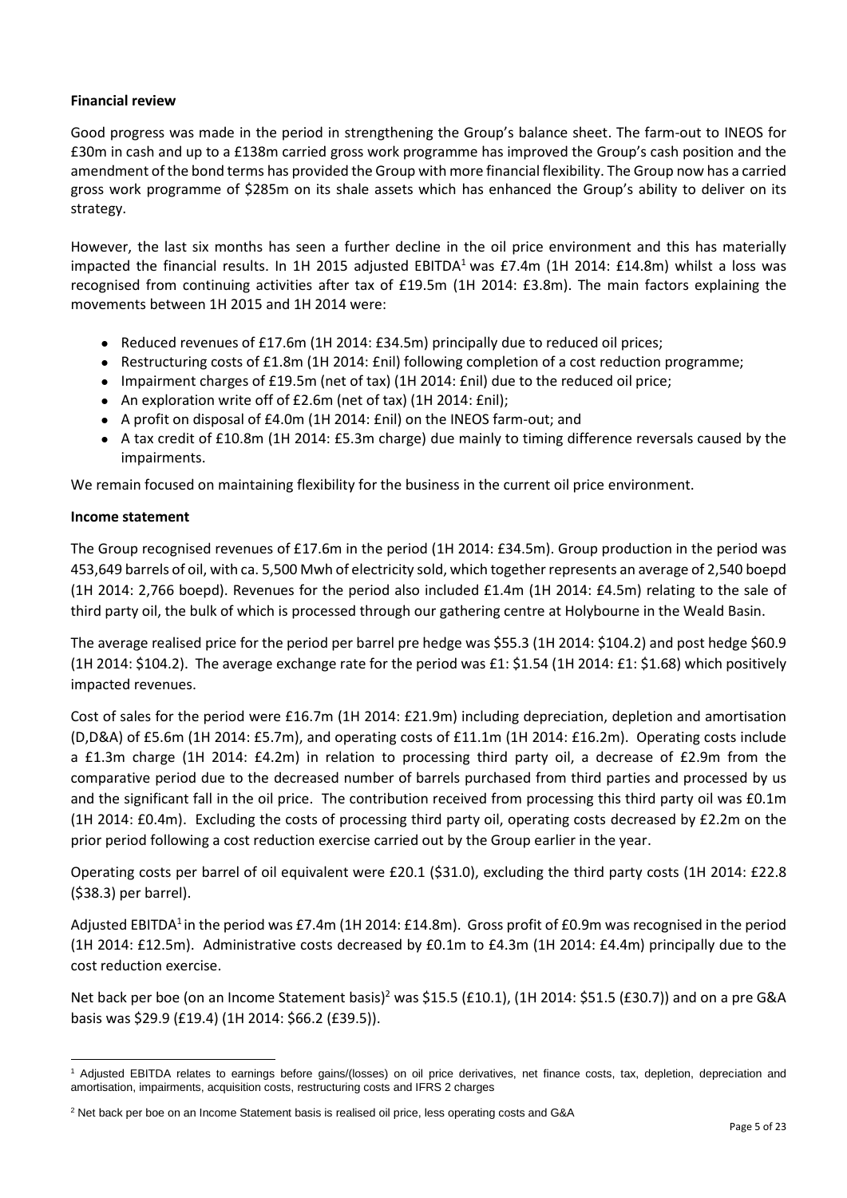**Financial review**

Good progress was made in the period in strengthening the Group's balance sheet. The farm-out to INEOS for £30m in cash and up to a £138m carried gross work programme has improved the Group's cash position and the amendment of the bond terms has provided the Group with more financial flexibility. The Group now has a carried gross work programme of $285m on its shale assets which has enhanced the Group's ability to deliver on its strategy.

However, the last six months has seen a further decline in the oil price environment and this has materially impacted the financial results. In 1H 2015 adjusted EBITDA[1] was £7.4m (1H 2014: £14.8m) whilst a loss was recognised from continuing activities after tax of £19.5m (1H 2014: £3.8m). The main factors explaining the movements between 1H 2015 and 1H 2014 were:

- Reduced revenues of £17.6m (1H 2014: £34.5m) principally due to reduced oil prices;
- Restructuring costs of £1.8m (1H 2014: £nil) following completion of a cost reduction programme;
- Impairment charges of £19.5m (net of tax) (1H 2014: £nil) due to the reduced oil price;
- An exploration write off of £2.6m (net of tax) (1H 2014: £nil);
- A profit on disposal of £4.0m (1H 2014: £nil) on the INEOS farm-out; and
- A tax credit of £10.8m (1H 2014: £5.3m charge) due mainly to timing difference reversals caused by the impairments.

We remain focused on maintaining flexibility for the business in the current oil price environment.

**Income statement**

The Group recognised revenues of £17.6m in the period (1H 2014: £34.5m). Group production in the period was 453,649 barrels of oil, with ca. 5,500 Mwh of electricity sold, which together represents an average of 2,540 boepd (1H 2014: 2,766 boepd). Revenues for the period also included £1.4m (1H 2014: £4.5m) relating to the sale of third party oil, the bulk of which is processed through our gathering centre at Holybourne in the Weald Basin.

The average realised price for the period per barrel pre hedge was $55.3 (1H 2014: $104.2) and post hedge $60.9 (1H 2014: $104.2). The average exchange rate for the period was £1: $1.54 (1H 2014: £1: $1.68) which positively impacted revenues.

Cost of sales for the period were £16.7m (1H 2014: £21.9m) including depreciation, depletion and amortisation (D,D&A) of £5.6m (1H 2014: £5.7m), and operating costs of £11.1m (1H 2014: £16.2m). Operating costs include a £1.3m charge (1H 2014: £4.2m) in relation to processing third party oil, a decrease of £2.9m from the comparative period due to the decreased number of barrels purchased from third parties and processed by us and the significant fall in the oil price. The contribution received from processing this third party oil was £0.1m (1H 2014: £0.4m). Excluding the costs of processing third party oil, operating costs decreased by £2.2m on the prior period following a cost reduction exercise carried out by the Group earlier in the year.

Operating costs per barrel of oil equivalent were £20.1 ($31.0), excluding the third party costs (1H 2014: £22.8 ($38.3) per barrel).

Adjusted EBITDA[1] in the period was £7.4m (1H 2014: £14.8m). Gross profit of £0.9m was recognised in the period (1H 2014: £12.5m). Administrative costs decreased by £0.1m to £4.3m (1H 2014: £4.4m) principally due to the cost reduction exercise.

Net back per boe (on an Income Statement basis)[2] was $15.5 (£10.1), (1H 2014: $51.5 (£30.7)) and on a pre G&A basis was $29.9 (£19.4) (1H 2014: $66.2 (£39.5)).

[1] Adjusted EBITDA relates to earnings before gains/(losses) on oil price derivatives, net finance costs, tax, depletion, depreciation and amortisation, impairments, acquisition costs, restructuring costs and IFRS 2 charges

[2] Net back per boe on an Income Statement basis is realised oil price, less operating costs and G&A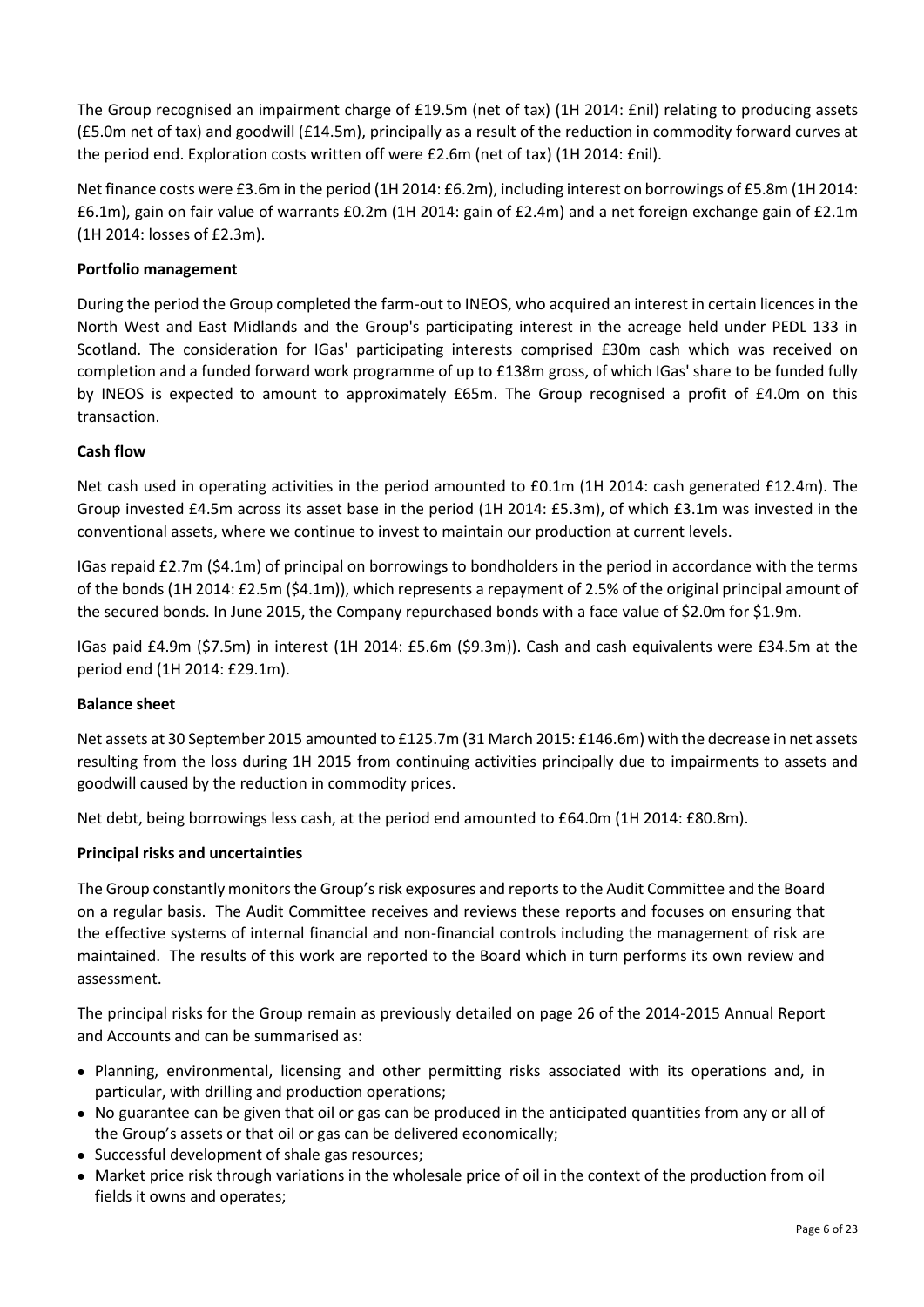The Group recognised an impairment charge of £19.5m (net of tax) (1H 2014: £nil) relating to producing assets (£5.0m net of tax) and goodwill (£14.5m), principally as a result of the reduction in commodity forward curves at the period end. Exploration costs written off were £2.6m (net of tax) (1H 2014: £nil).

Net finance costs were £3.6m in the period (1H 2014: £6.2m), including interest on borrowings of £5.8m (1H 2014: £6.1m), gain on fair value of warrants £0.2m (1H 2014: gain of £2.4m) and a net foreign exchange gain of £2.1m (1H 2014: losses of £2.3m).

**Portfolio management**

During the period the Group completed the farm-out to INEOS, who acquired an interest in certain licences in the North West and East Midlands and the Group's participating interest in the acreage held under PEDL 133 in Scotland. The consideration for IGas' participating interests comprised £30m cash which was received on completion and a funded forward work programme of up to £138m gross, of which IGas' share to be funded fully by INEOS is expected to amount to approximately £65m. The Group recognised a profit of £4.0m on this transaction.

**Cash flow**

Net cash used in operating activities in the period amounted to £0.1m (1H 2014: cash generated £12.4m). The Group invested £4.5m across its asset base in the period (1H 2014: £5.3m), of which £3.1m was invested in the conventional assets, where we continue to invest to maintain our production at current levels.

IGas repaid £2.7m ($4.1m) of principal on borrowings to bondholders in the period in accordance with the terms of the bonds (1H 2014: £2.5m ($4.1m)), which represents a repayment of 2.5% of the original principal amount of the secured bonds. In June 2015, the Company repurchased bonds with a face value of $2.0m for $1.9m.

IGas paid £4.9m ($7.5m) in interest (1H 2014: £5.6m ($9.3m)). Cash and cash equivalents were £34.5m at the period end (1H 2014: £29.1m).

**Balance sheet**

Net assets at 30 September 2015 amounted to £125.7m (31 March 2015: £146.6m) with the decrease in net assets resulting from the loss during 1H 2015 from continuing activities principally due to impairments to assets and goodwill caused by the reduction in commodity prices.

Net debt, being borrowings less cash, at the period end amounted to £64.0m (1H 2014: £80.8m).

**Principal risks and uncertainties**

The Group constantly monitors the Group's risk exposures and reports to the Audit Committee and the Board on a regular basis. The Audit Committee receives and reviews these reports and focuses on ensuring that the effective systems of internal financial and non-financial controls including the management of risk are maintained. The results of this work are reported to the Board which in turn performs its own review and assessment.

The principal risks for the Group remain as previously detailed on page 26 of the 2014-2015 Annual Report and Accounts and can be summarised as:

- Planning, environmental, licensing and other permitting risks associated with its operations and, in particular, with drilling and production operations;
- No guarantee can be given that oil or gas can be produced in the anticipated quantities from any or all of the Group's assets or that oil or gas can be delivered economically;
- Successful development of shale gas resources;
- Market price risk through variations in the wholesale price of oil in the context of the production from oil fields it owns and operates;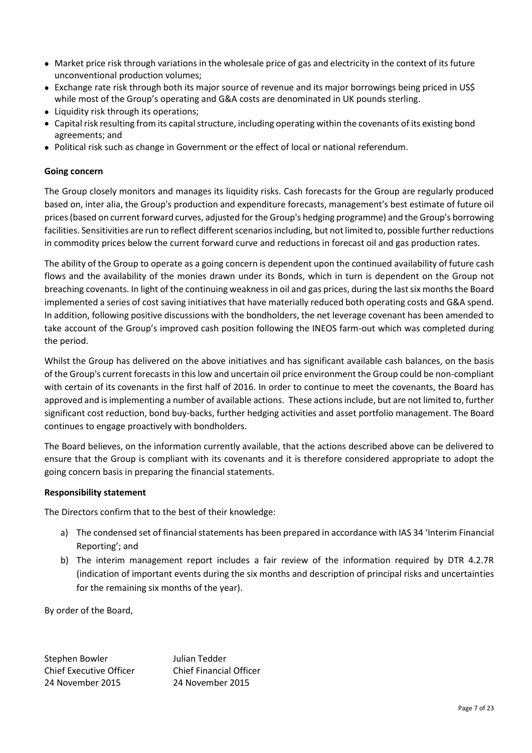- Market price risk through variations in the wholesale price of gas and electricity in the context of its future unconventional production volumes;
- Exchange rate risk through both its major source of revenue and its major borrowings being priced in US$ while most of the Group's operating and G&A costs are denominated in UK pounds sterling.
- Liquidity risk through its operations;
- Capital risk resulting from its capital structure, including operating within the covenants of its existing bond agreements; and
- Political risk such as change in Government or the effect of local or national referendum.

**Going concern**

The Group closely monitors and manages its liquidity risks. Cash forecasts for the Group are regularly produced based on, inter alia, the Group's production and expenditure forecasts, management's best estimate of future oil prices (based on current forward curves, adjusted for the Group's hedging programme) and the Group's borrowing facilities. Sensitivities are run to reflect different scenarios including, but not limited to, possible further reductions in commodity prices below the current forward curve and reductions in forecast oil and gas production rates.

The ability of the Group to operate as a going concern is dependent upon the continued availability of future cash flows and the availability of the monies drawn under its Bonds, which in turn is dependent on the Group not breaching covenants. In light of the continuing weakness in oil and gas prices, during the last six months the Board implemented a series of cost saving initiatives that have materially reduced both operating costs and G&A spend. In addition, following positive discussions with the bondholders, the net leverage covenant has been amended to take account of the Group's improved cash position following the INEOS farm-out which was completed during the period.

Whilst the Group has delivered on the above initiatives and has significant available cash balances, on the basis of the Group's current forecasts in this low and uncertain oil price environment the Group could be non-compliant with certain of its covenants in the first half of 2016. In order to continue to meet the covenants, the Board has approved and is implementing a number of available actions. These actions include, but are not limited to, further significant cost reduction, bond buy-backs, further hedging activities and asset portfolio management. The Board continues to engage proactively with bondholders.

The Board believes, on the information currently available, that the actions described above can be delivered to ensure that the Group is compliant with its covenants and it is therefore considered appropriate to adopt the going concern basis in preparing the financial statements.

**Responsibility statement**

The Directors confirm that to the best of their knowledge:

a) The condensed set of financial statements has been prepared in accordance with IAS 34 'Interim Financial Reporting'; and

b) The interim management report includes a fair review of the information required by DTR 4.2.7R (indication of important events during the six months and description of principal risks and uncertainties for the remaining six months of the year).

By order of the Board,

| | |
|---|---|
| Stephen Bowler | Julian Tedder |
| Chief Executive Officer | Chief Financial Officer |
| 24 November 2015 | 24 November 2015 |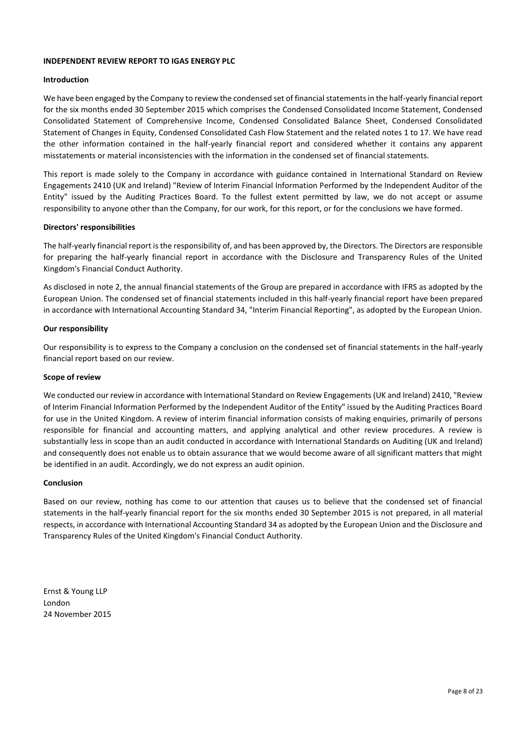**INDEPENDENT REVIEW REPORT TO IGAS ENERGY PLC**

**Introduction**

We have been engaged by the Company to review the condensed set of financial statements in the half-yearly financial report for the six months ended 30 September 2015 which comprises the Condensed Consolidated Income Statement, Condensed Consolidated Statement of Comprehensive Income, Condensed Consolidated Balance Sheet, Condensed Consolidated Statement of Changes in Equity, Condensed Consolidated Cash Flow Statement and the related notes 1 to 17. We have read the other information contained in the half-yearly financial report and considered whether it contains any apparent misstatements or material inconsistencies with the information in the condensed set of financial statements.

This report is made solely to the Company in accordance with guidance contained in International Standard on Review Engagements 2410 (UK and Ireland) "Review of Interim Financial Information Performed by the Independent Auditor of the Entity" issued by the Auditing Practices Board. To the fullest extent permitted by law, we do not accept or assume responsibility to anyone other than the Company, for our work, for this report, or for the conclusions we have formed.

**Directors' responsibilities**

The half-yearly financial report is the responsibility of, and has been approved by, the Directors. The Directors are responsible for preparing the half-yearly financial report in accordance with the Disclosure and Transparency Rules of the United Kingdom's Financial Conduct Authority.

As disclosed in note 2, the annual financial statements of the Group are prepared in accordance with IFRS as adopted by the European Union. The condensed set of financial statements included in this half-yearly financial report have been prepared in accordance with International Accounting Standard 34, "Interim Financial Reporting", as adopted by the European Union.

**Our responsibility**

Our responsibility is to express to the Company a conclusion on the condensed set of financial statements in the half-yearly financial report based on our review.

**Scope of review**

We conducted our review in accordance with International Standard on Review Engagements (UK and Ireland) 2410, "Review of Interim Financial Information Performed by the Independent Auditor of the Entity" issued by the Auditing Practices Board for use in the United Kingdom. A review of interim financial information consists of making enquiries, primarily of persons responsible for financial and accounting matters, and applying analytical and other review procedures. A review is substantially less in scope than an audit conducted in accordance with International Standards on Auditing (UK and Ireland) and consequently does not enable us to obtain assurance that we would become aware of all significant matters that might be identified in an audit. Accordingly, we do not express an audit opinion.

**Conclusion**

Based on our review, nothing has come to our attention that causes us to believe that the condensed set of financial statements in the half-yearly financial report for the six months ended 30 September 2015 is not prepared, in all material respects, in accordance with International Accounting Standard 34 as adopted by the European Union and the Disclosure and Transparency Rules of the United Kingdom's Financial Conduct Authority.

Ernst & Young LLP
London
24 November 2015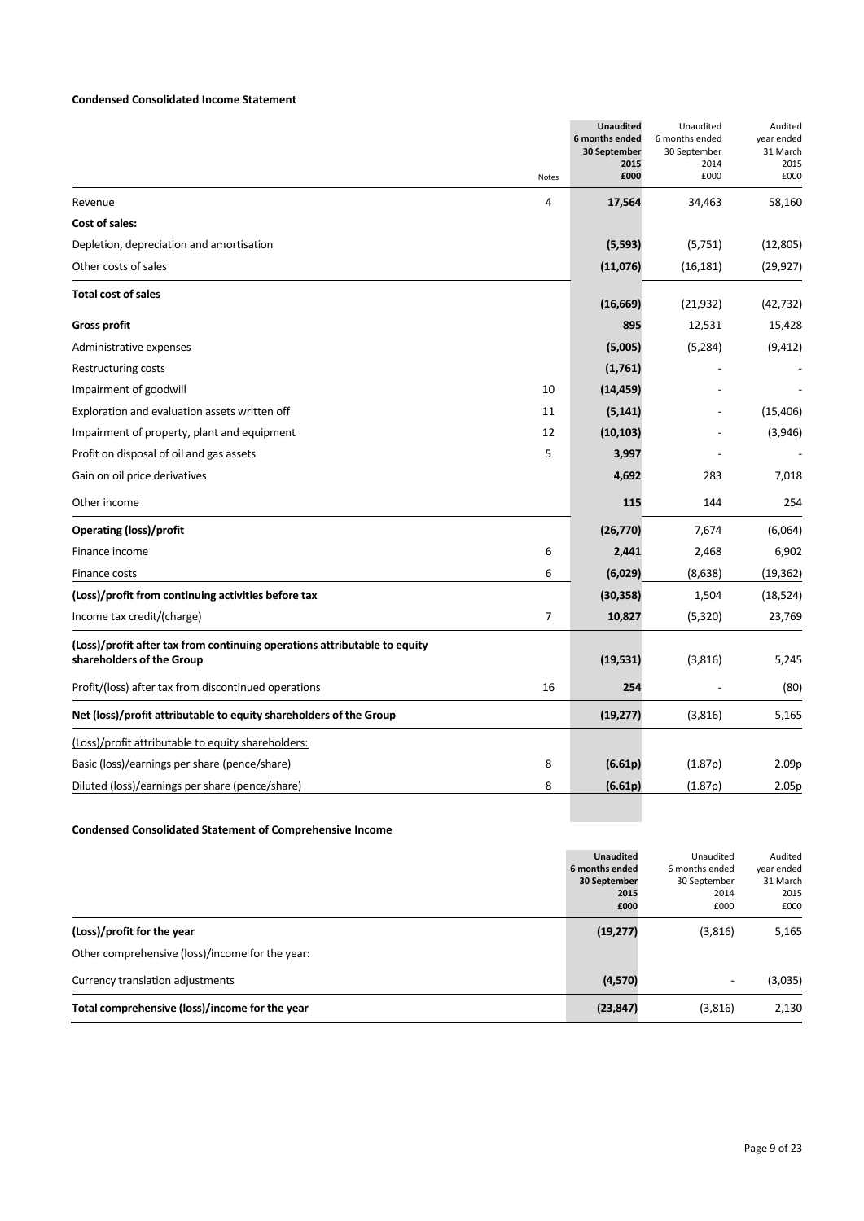**Condensed Consolidated Income Statement**

| | Notes | Unaudited 6 months ended 30 September 2015 £000 | Unaudited 6 months ended 30 September 2014 £000 | Audited year ended 31 March 2015 £000 |
|---|---|---|---|---|
| Revenue | 4 | **17,564** | 34,463 | 58,160 |
| **Cost of sales:** | | | | |
| Depletion, depreciation and amortisation | | **(5,593)** | (5,751) | (12,805) |
| Other costs of sales | | **(11,076)** | (16,181) | (29,927) |
| **Total cost of sales** | | **(16,669)** | (21,932) | (42,732) |
| **Gross profit** | | **895** | 12,531 | 15,428 |
| Administrative expenses | | **(5,005)** | (5,284) | (9,412) |
| Restructuring costs | | **(1,761)** | - | - |
| Impairment of goodwill | 10 | **(14,459)** | - | - |
| Exploration and evaluation assets written off | 11 | **(5,141)** | - | (15,406) |
| Impairment of property, plant and equipment | 12 | **(10,103)** | - | (3,946) |
| Profit on disposal of oil and gas assets | 5 | **3,997** | - | - |
| Gain on oil price derivatives | | **4,692** | 283 | 7,018 |
| Other income | | **115** | 144 | 254 |
| **Operating (loss)/profit** | | **(26,770)** | 7,674 | (6,064) |
| Finance income | 6 | **2,441** | 2,468 | 6,902 |
| Finance costs | 6 | **(6,029)** | (8,638) | (19,362) |
| **(Loss)/profit from continuing activities before tax** | | **(30,358)** | 1,504 | (18,524) |
| Income tax credit/(charge) | 7 | **10,827** | (5,320) | 23,769 |
| **(Loss)/profit after tax from continuing operations attributable to equity shareholders of the Group** | | **(19,531)** | (3,816) | 5,245 |
| Profit/(loss) after tax from discontinued operations | 16 | **254** | - | (80) |
| **Net (loss)/profit attributable to equity shareholders of the Group** | | **(19,277)** | (3,816) | 5,165 |
| (Loss)/profit attributable to equity shareholders: | | | | |
| Basic (loss)/earnings per share (pence/share) | 8 | **(6.61p)** | (1.87p) | 2.09p |
| Diluted (loss)/earnings per share (pence/share) | 8 | **(6.61p)** | (1.87p) | 2.05p |

**Condensed Consolidated Statement of Comprehensive Income**

| | Unaudited 6 months ended 30 September 2015 £000 | Unaudited 6 months ended 30 September 2014 £000 | Audited year ended 31 March 2015 £000 |
|---|---|---|---|
| **(Loss)/profit for the year** | **(19,277)** | (3,816) | 5,165 |
| Other comprehensive (loss)/income for the year: | | | |
| Currency translation adjustments | **(4,570)** | - | (3,035) |
| **Total comprehensive (loss)/income for the year** | **(23,847)** | (3,816) | 2,130 |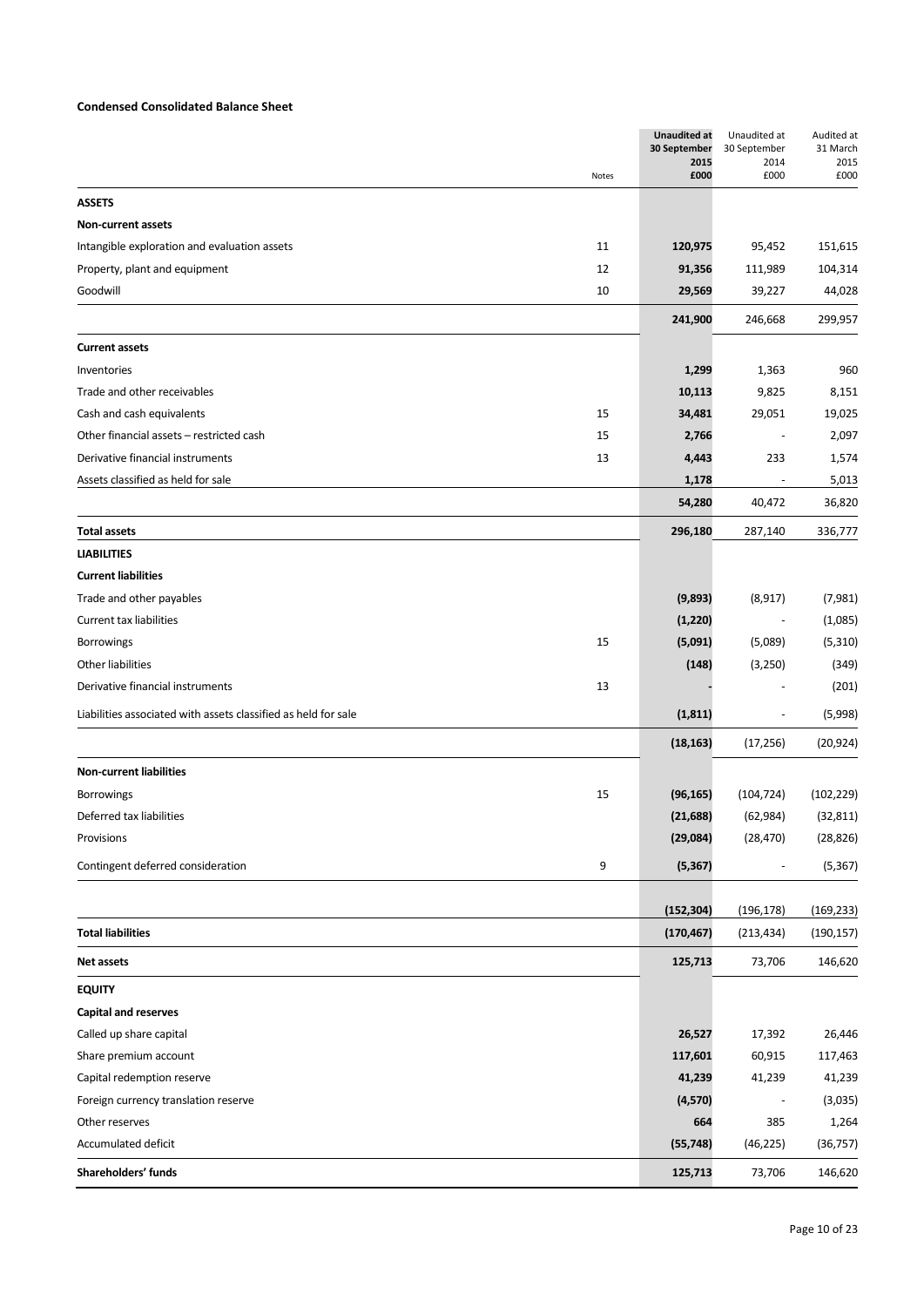**Condensed Consolidated Balance Sheet**

| | Notes | Unaudited at 30 September 2015 £000 | Unaudited at 30 September 2014 £000 | Audited at 31 March 2015 £000 |
|---|---|---|---|---|
| **ASSETS** | | | | |
| **Non-current assets** | | | | |
| Intangible exploration and evaluation assets | 11 | **120,975** | 95,452 | 151,615 |
| Property, plant and equipment | 12 | **91,356** | 111,989 | 104,314 |
| Goodwill | 10 | **29,569** | 39,227 | 44,028 |
| | | **241,900** | 246,668 | 299,957 |
| **Current assets** | | | | |
| Inventories | | **1,299** | 1,363 | 960 |
| Trade and other receivables | | **10,113** | 9,825 | 8,151 |
| Cash and cash equivalents | 15 | **34,481** | 29,051 | 19,025 |
| Other financial assets – restricted cash | 15 | **2,766** | - | 2,097 |
| Derivative financial instruments | 13 | **4,443** | 233 | 1,574 |
| Assets classified as held for sale | | **1,178** | - | 5,013 |
| | | **54,280** | 40,472 | 36,820 |
| **Total assets** | | **296,180** | 287,140 | 336,777 |
| **LIABILITIES** | | | | |
| **Current liabilities** | | | | |
| Trade and other payables | | **(9,893)** | (8,917) | (7,981) |
| Current tax liabilities | | **(1,220)** | - | (1,085) |
| Borrowings | 15 | **(5,091)** | (5,089) | (5,310) |
| Other liabilities | | **(148)** | (3,250) | (349) |
| Derivative financial instruments | 13 | **-** | - | (201) |
| Liabilities associated with assets classified as held for sale | | **(1,811)** | - | (5,998) |
| | | **(18,163)** | (17,256) | (20,924) |
| **Non-current liabilities** | | | | |
| Borrowings | 15 | **(96,165)** | (104,724) | (102,229) |
| Deferred tax liabilities | | **(21,688)** | (62,984) | (32,811) |
| Provisions | | **(29,084)** | (28,470) | (28,826) |
| Contingent deferred consideration | 9 | **(5,367)** | - | (5,367) |
| | | **(152,304)** | (196,178) | (169,233) |
| **Total liabilities** | | **(170,467)** | (213,434) | (190,157) |
| **Net assets** | | **125,713** | 73,706 | 146,620 |
| **EQUITY** | | | | |
| **Capital and reserves** | | | | |
| Called up share capital | | **26,527** | 17,392 | 26,446 |
| Share premium account | | **117,601** | 60,915 | 117,463 |
| Capital redemption reserve | | **41,239** | 41,239 | 41,239 |
| Foreign currency translation reserve | | **(4,570)** | - | (3,035) |
| Other reserves | | **664** | 385 | 1,264 |
| Accumulated deficit | | **(55,748)** | (46,225) | (36,757) |
| **Shareholders' funds** | | **125,713** | 73,706 | 146,620 |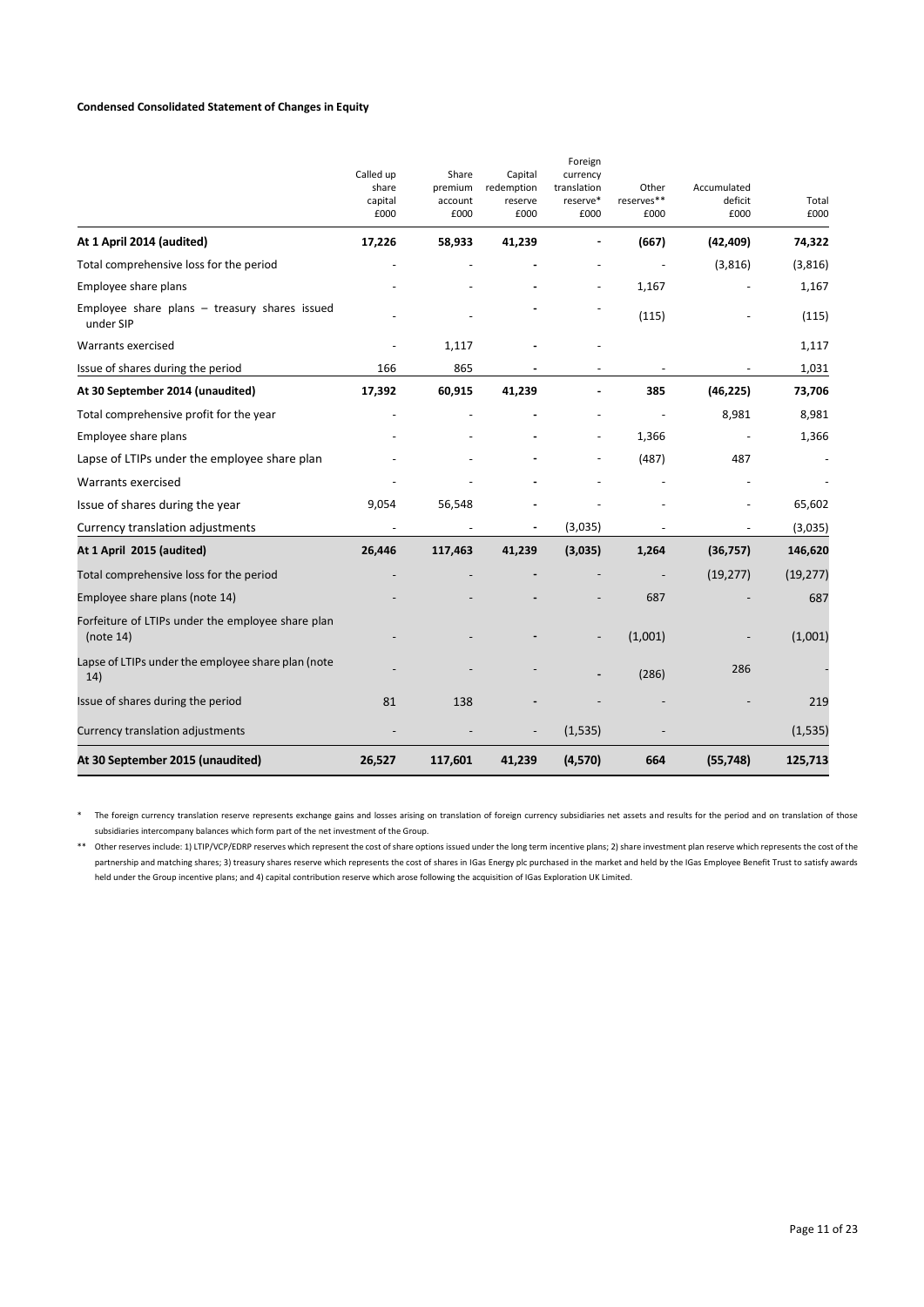**Condensed Consolidated Statement of Changes in Equity**

| | Called up share capital £000 | Share premium account £000 | Capital redemption reserve £000 | Foreign currency translation reserve* £000 | Other reserves** £000 | Accumulated deficit £000 | Total £000 |
|---|---|---|---|---|---|---|---|
| **At 1 April 2014 (audited)** | **17,226** | **58,933** | **41,239** | **-** | **(667)** | **(42,409)** | **74,322** |
| Total comprehensive loss for the period | - | - | - | - | - | (3,816) | (3,816) |
| Employee share plans | - | - | - | - | 1,167 | - | 1,167 |
| Employee share plans – treasury shares issued under SIP | - | - | - | - | (115) | - | (115) |
| Warrants exercised | - | 1,117 | - | - | | | 1,117 |
| Issue of shares during the period | 166 | 865 | - | - | - | - | 1,031 |
| **At 30 September 2014 (unaudited)** | **17,392** | **60,915** | **41,239** | **-** | **385** | **(46,225)** | **73,706** |
| Total comprehensive profit for the year | - | - | - | - | - | 8,981 | 8,981 |
| Employee share plans | - | - | - | - | 1,366 | - | 1,366 |
| Lapse of LTIPs under the employee share plan | - | - | - | - | (487) | 487 | - |
| Warrants exercised | - | - | - | - | - | - | - |
| Issue of shares during the year | 9,054 | 56,548 | - | - | - | - | 65,602 |
| Currency translation adjustments | - | - | - | (3,035) | - | - | (3,035) |
| **At 1 April 2015 (audited)** | **26,446** | **117,463** | **41,239** | **(3,035)** | **1,264** | **(36,757)** | **146,620** |
| Total comprehensive loss for the period | - | - | - | - | - | (19,277) | (19,277) |
| Employee share plans (note 14) | - | - | - | - | 687 | - | 687 |
| Forfeiture of LTIPs under the employee share plan (note 14) | - | - | - | - | (1,001) | - | (1,001) |
| Lapse of LTIPs under the employee share plan (note 14) | - | - | - | - | (286) | 286 | - |
| Issue of shares during the period | 81 | 138 | - | - | - | - | 219 |
| Currency translation adjustments | - | - | - | (1,535) | - | | (1,535) |
| **At 30 September 2015 (unaudited)** | **26,527** | **117,601** | **41,239** | **(4,570)** | **664** | **(55,748)** | **125,713** |

\* The foreign currency translation reserve represents exchange gains and losses arising on translation of foreign currency subsidiaries net assets and results for the period and on translation of those subsidiaries intercompany balances which form part of the net investment of the Group.

\*\* Other reserves include: 1) LTIP/VCP/EDRP reserves which represent the cost of share options issued under the long term incentive plans; 2) share investment plan reserve which represents the cost of the partnership and matching shares; 3) treasury shares reserve which represents the cost of shares in IGas Energy plc purchased in the market and held by the IGas Employee Benefit Trust to satisfy awards held under the Group incentive plans; and 4) capital contribution reserve which arose following the acquisition of IGas Exploration UK Limited.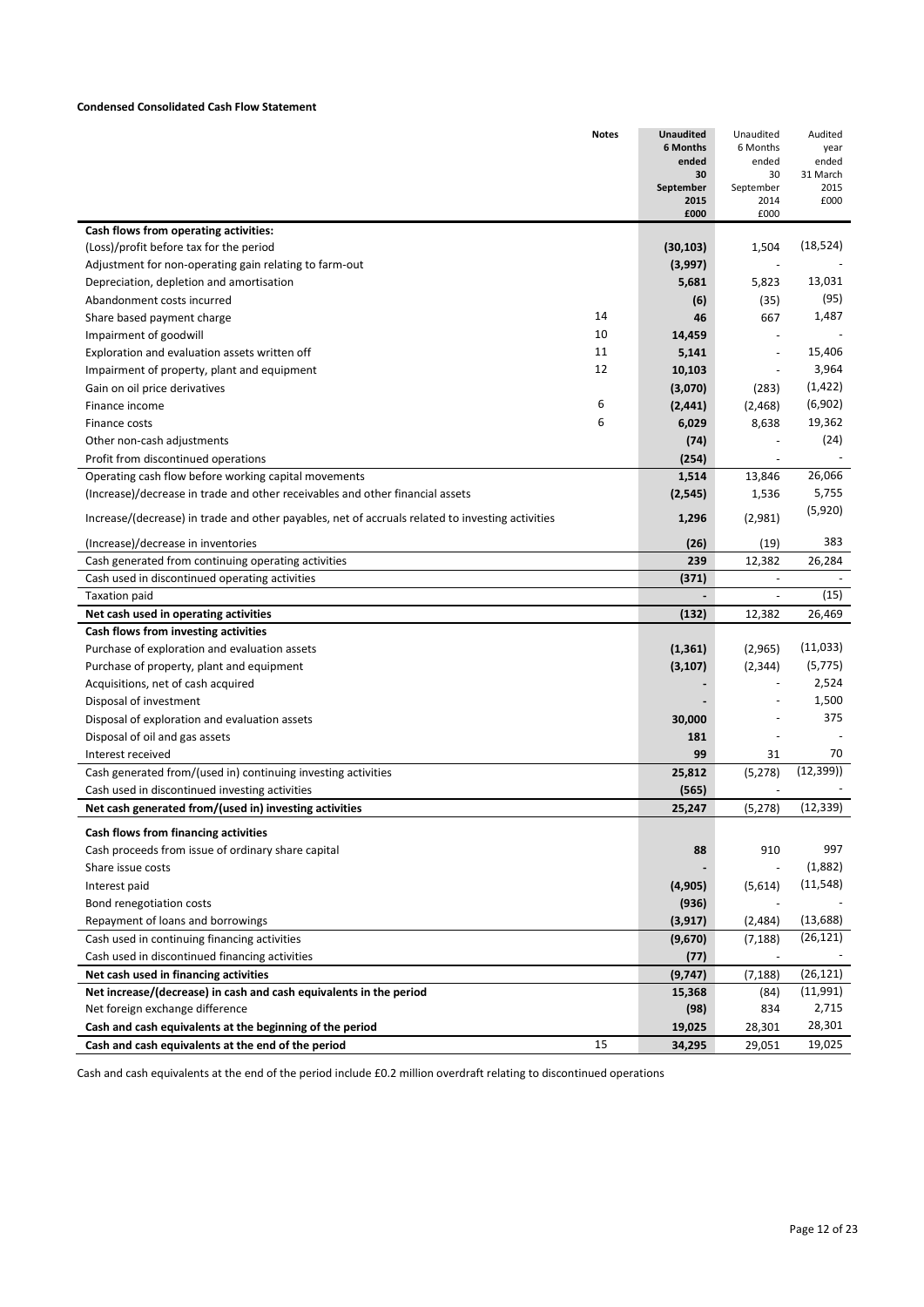**Condensed Consolidated Cash Flow Statement**

| | Notes | Unaudited 6 Months ended 30 September 2015 £000 | Unaudited 6 Months ended 30 September 2014 £000 | Audited year ended 31 March 2015 £000 |
|---|---|---|---|---|
| **Cash flows from operating activities:** | | | | |
| (Loss)/profit before tax for the period | | **(30,103)** | 1,504 | (18,524) |
| Adjustment for non-operating gain relating to farm-out | | **(3,997)** | - | - |
| Depreciation, depletion and amortisation | | **5,681** | 5,823 | 13,031 |
| Abandonment costs incurred | | **(6)** | (35) | (95) |
| Share based payment charge | 14 | **46** | 667 | 1,487 |
| Impairment of goodwill | 10 | **14,459** | - | - |
| Exploration and evaluation assets written off | 11 | **5,141** | - | 15,406 |
| Impairment of property, plant and equipment | 12 | **10,103** | - | 3,964 |
| Gain on oil price derivatives | | **(3,070)** | (283) | (1,422) |
| Finance income | 6 | **(2,441)** | (2,468) | (6,902) |
| Finance costs | 6 | **6,029** | 8,638 | 19,362 |
| Other non-cash adjustments | | **(74)** | - | (24) |
| Profit from discontinued operations | | **(254)** | - | - |
| Operating cash flow before working capital movements | | **1,514** | 13,846 | 26,066 |
| (Increase)/decrease in trade and other receivables and other financial assets | | **(2,545)** | 1,536 | 5,755 |
| Increase/(decrease) in trade and other payables, net of accruals related to investing activities | | **1,296** | (2,981) | (5,920) |
| (Increase)/decrease in inventories | | **(26)** | (19) | 383 |
| Cash generated from continuing operating activities | | **239** | 12,382 | 26,284 |
| Cash used in discontinued operating activities | | **(371)** | - | - |
| Taxation paid | | **-** | - | (15) |
| **Net cash used in operating activities** | | **(132)** | 12,382 | 26,469 |
| **Cash flows from investing activities** | | | | |
| Purchase of exploration and evaluation assets | | **(1,361)** | (2,965) | (11,033) |
| Purchase of property, plant and equipment | | **(3,107)** | (2,344) | (5,775) |
| Acquisitions, net of cash acquired | | **-** | - | 2,524 |
| Disposal of investment | | **-** | - | 1,500 |
| Disposal of exploration and evaluation assets | | **30,000** | - | 375 |
| Disposal of oil and gas assets | | **181** | - | - |
| Interest received | | **99** | 31 | 70 |
| Cash generated from/(used in) continuing investing activities | | **25,812** | (5,278) | (12,399)) |
| Cash used in discontinued investing activities | | **(565)** | - | - |
| **Net cash generated from/(used in) investing activities** | | **25,247** | (5,278) | (12,339) |
| **Cash flows from financing activities** | | | | |
| Cash proceeds from issue of ordinary share capital | | **88** | 910 | 997 |
| Share issue costs | | **-** | - | (1,882) |
| Interest paid | | **(4,905)** | (5,614) | (11,548) |
| Bond renegotiation costs | | **(936)** | - | - |
| Repayment of loans and borrowings | | **(3,917)** | (2,484) | (13,688) |
| Cash used in continuing financing activities | | **(9,670)** | (7,188) | (26,121) |
| Cash used in discontinued financing activities | | **(77)** | - | - |
| **Net cash used in financing activities** | | **(9,747)** | (7,188) | (26,121) |
| **Net increase/(decrease) in cash and cash equivalents in the period** | | **15,368** | (84) | (11,991) |
| Net foreign exchange difference | | **(98)** | 834 | 2,715 |
| **Cash and cash equivalents at the beginning of the period** | | **19,025** | 28,301 | 28,301 |
| **Cash and cash equivalents at the end of the period** | 15 | **34,295** | 29,051 | 19,025 |

Cash and cash equivalents at the end of the period include £0.2 million overdraft relating to discontinued operations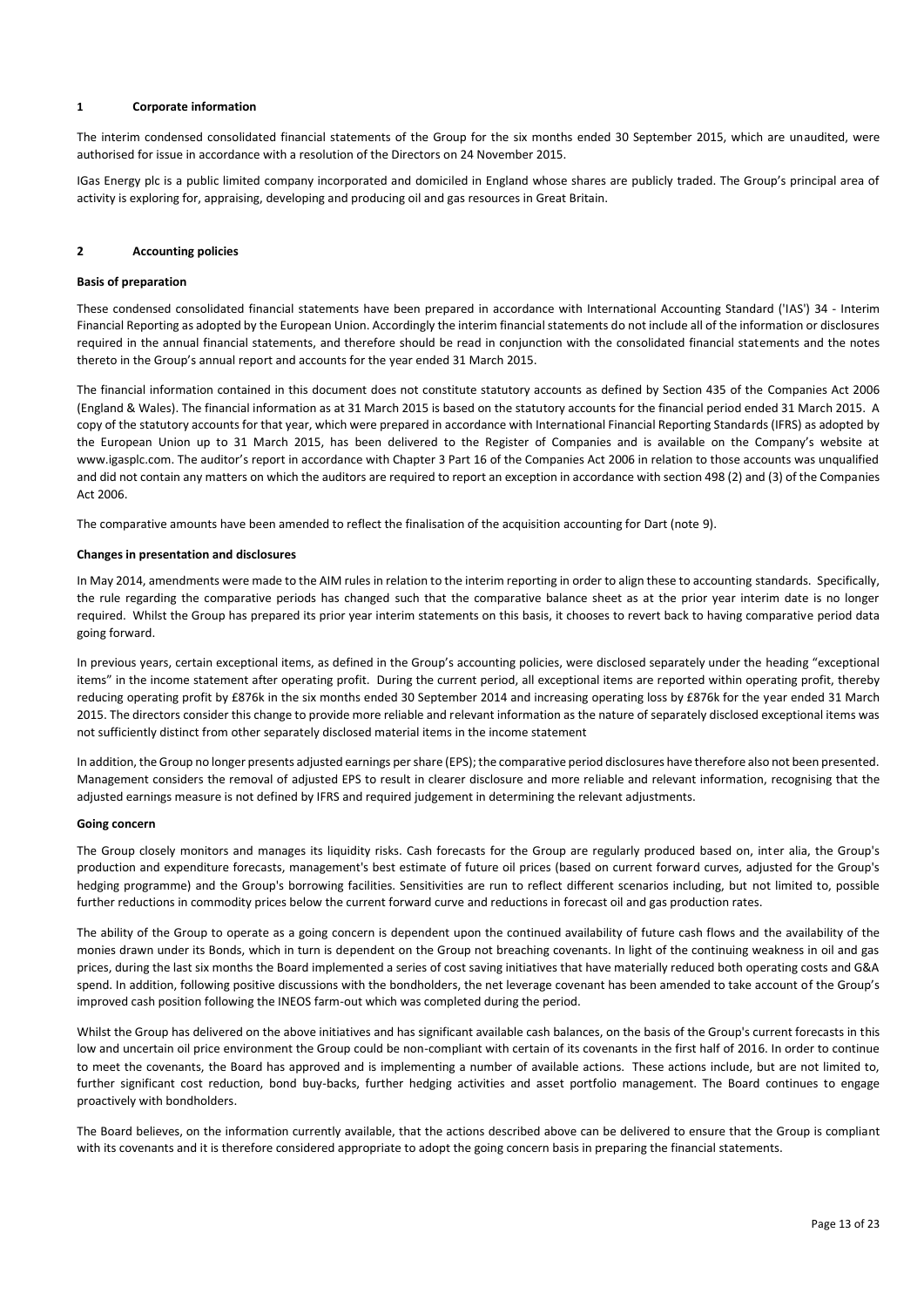## 1 Corporate information

The interim condensed consolidated financial statements of the Group for the six months ended 30 September 2015, which are unaudited, were authorised for issue in accordance with a resolution of the Directors on 24 November 2015.

IGas Energy plc is a public limited company incorporated and domiciled in England whose shares are publicly traded. The Group's principal area of activity is exploring for, appraising, developing and producing oil and gas resources in Great Britain.

## 2 Accounting policies

### Basis of preparation

These condensed consolidated financial statements have been prepared in accordance with International Accounting Standard ('IAS') 34 - Interim Financial Reporting as adopted by the European Union. Accordingly the interim financial statements do not include all of the information or disclosures required in the annual financial statements, and therefore should be read in conjunction with the consolidated financial statements and the notes thereto in the Group's annual report and accounts for the year ended 31 March 2015.

The financial information contained in this document does not constitute statutory accounts as defined by Section 435 of the Companies Act 2006 (England & Wales). The financial information as at 31 March 2015 is based on the statutory accounts for the financial period ended 31 March 2015. A copy of the statutory accounts for that year, which were prepared in accordance with International Financial Reporting Standards (IFRS) as adopted by the European Union up to 31 March 2015, has been delivered to the Register of Companies and is available on the Company's website at www.igasplc.com. The auditor's report in accordance with Chapter 3 Part 16 of the Companies Act 2006 in relation to those accounts was unqualified and did not contain any matters on which the auditors are required to report an exception in accordance with section 498 (2) and (3) of the Companies Act 2006.

The comparative amounts have been amended to reflect the finalisation of the acquisition accounting for Dart (note 9).

### Changes in presentation and disclosures

In May 2014, amendments were made to the AIM rules in relation to the interim reporting in order to align these to accounting standards. Specifically, the rule regarding the comparative periods has changed such that the comparative balance sheet as at the prior year interim date is no longer required. Whilst the Group has prepared its prior year interim statements on this basis, it chooses to revert back to having comparative period data going forward.

In previous years, certain exceptional items, as defined in the Group's accounting policies, were disclosed separately under the heading "exceptional items" in the income statement after operating profit. During the current period, all exceptional items are reported within operating profit, thereby reducing operating profit by £876k in the six months ended 30 September 2014 and increasing operating loss by £876k for the year ended 31 March 2015. The directors consider this change to provide more reliable and relevant information as the nature of separately disclosed exceptional items was not sufficiently distinct from other separately disclosed material items in the income statement

In addition, the Group no longer presents adjusted earnings per share (EPS); the comparative period disclosures have therefore also not been presented. Management considers the removal of adjusted EPS to result in clearer disclosure and more reliable and relevant information, recognising that the adjusted earnings measure is not defined by IFRS and required judgement in determining the relevant adjustments.

### Going concern

The Group closely monitors and manages its liquidity risks. Cash forecasts for the Group are regularly produced based on, inter alia, the Group's production and expenditure forecasts, management's best estimate of future oil prices (based on current forward curves, adjusted for the Group's hedging programme) and the Group's borrowing facilities. Sensitivities are run to reflect different scenarios including, but not limited to, possible further reductions in commodity prices below the current forward curve and reductions in forecast oil and gas production rates.

The ability of the Group to operate as a going concern is dependent upon the continued availability of future cash flows and the availability of the monies drawn under its Bonds, which in turn is dependent on the Group not breaching covenants. In light of the continuing weakness in oil and gas prices, during the last six months the Board implemented a series of cost saving initiatives that have materially reduced both operating costs and G&A spend. In addition, following positive discussions with the bondholders, the net leverage covenant has been amended to take account of the Group's improved cash position following the INEOS farm-out which was completed during the period.

Whilst the Group has delivered on the above initiatives and has significant available cash balances, on the basis of the Group's current forecasts in this low and uncertain oil price environment the Group could be non-compliant with certain of its covenants in the first half of 2016. In order to continue to meet the covenants, the Board has approved and is implementing a number of available actions. These actions include, but are not limited to, further significant cost reduction, bond buy-backs, further hedging activities and asset portfolio management. The Board continues to engage proactively with bondholders.

The Board believes, on the information currently available, that the actions described above can be delivered to ensure that the Group is compliant with its covenants and it is therefore considered appropriate to adopt the going concern basis in preparing the financial statements.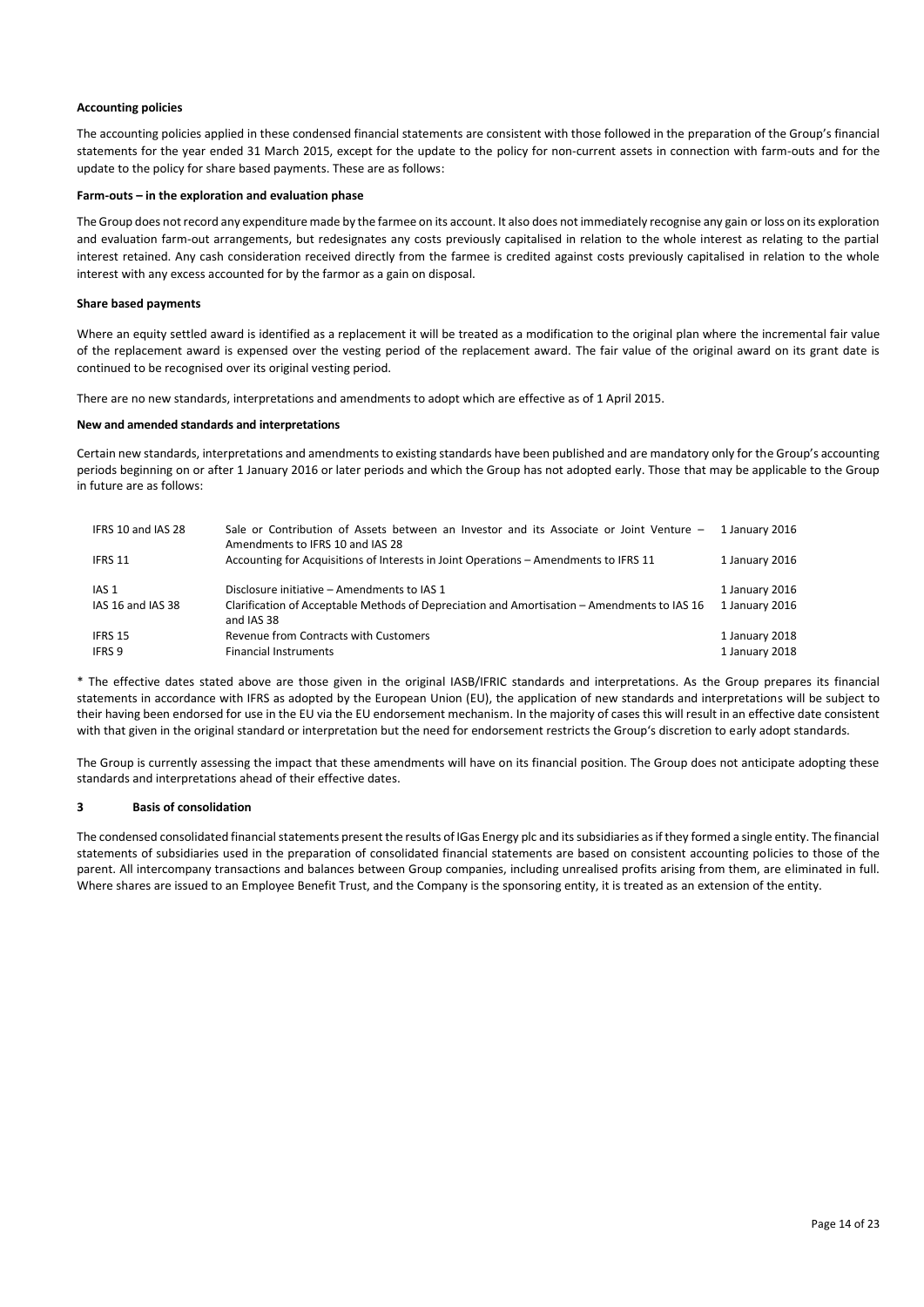**Accounting policies**

The accounting policies applied in these condensed financial statements are consistent with those followed in the preparation of the Group's financial statements for the year ended 31 March 2015, except for the update to the policy for non-current assets in connection with farm-outs and for the update to the policy for share based payments. These are as follows:

**Farm-outs – in the exploration and evaluation phase**

The Group does not record any expenditure made by the farmee on its account. It also does not immediately recognise any gain or loss on its exploration and evaluation farm-out arrangements, but redesignates any costs previously capitalised in relation to the whole interest as relating to the partial interest retained. Any cash consideration received directly from the farmee is credited against costs previously capitalised in relation to the whole interest with any excess accounted for by the farmor as a gain on disposal.

**Share based payments**

Where an equity settled award is identified as a replacement it will be treated as a modification to the original plan where the incremental fair value of the replacement award is expensed over the vesting period of the replacement award. The fair value of the original award on its grant date is continued to be recognised over its original vesting period.

There are no new standards, interpretations and amendments to adopt which are effective as of 1 April 2015.

**New and amended standards and interpretations**

Certain new standards, interpretations and amendments to existing standards have been published and are mandatory only for the Group's accounting periods beginning on or after 1 January 2016 or later periods and which the Group has not adopted early. Those that may be applicable to the Group in future are as follows:

| | | |
|---|---|---|
| IFRS 10 and IAS 28 | Sale or Contribution of Assets between an Investor and its Associate or Joint Venture – Amendments to IFRS 10 and IAS 28 | 1 January 2016 |
| IFRS 11 | Accounting for Acquisitions of Interests in Joint Operations – Amendments to IFRS 11 | 1 January 2016 |
| IAS 1 | Disclosure initiative – Amendments to IAS 1 | 1 January 2016 |
| IAS 16 and IAS 38 | Clarification of Acceptable Methods of Depreciation and Amortisation – Amendments to IAS 16 and IAS 38 | 1 January 2016 |
| IFRS 15 | Revenue from Contracts with Customers | 1 January 2018 |
| IFRS 9 | Financial Instruments | 1 January 2018 |

* The effective dates stated above are those given in the original IASB/IFRIC standards and interpretations. As the Group prepares its financial statements in accordance with IFRS as adopted by the European Union (EU), the application of new standards and interpretations will be subject to their having been endorsed for use in the EU via the EU endorsement mechanism. In the majority of cases this will result in an effective date consistent with that given in the original standard or interpretation but the need for endorsement restricts the Group's discretion to early adopt standards.

The Group is currently assessing the impact that these amendments will have on its financial position. The Group does not anticipate adopting these standards and interpretations ahead of their effective dates.

## 3 Basis of consolidation

The condensed consolidated financial statements present the results of IGas Energy plc and its subsidiaries as if they formed a single entity. The financial statements of subsidiaries used in the preparation of consolidated financial statements are based on consistent accounting policies to those of the parent. All intercompany transactions and balances between Group companies, including unrealised profits arising from them, are eliminated in full. Where shares are issued to an Employee Benefit Trust, and the Company is the sponsoring entity, it is treated as an extension of the entity.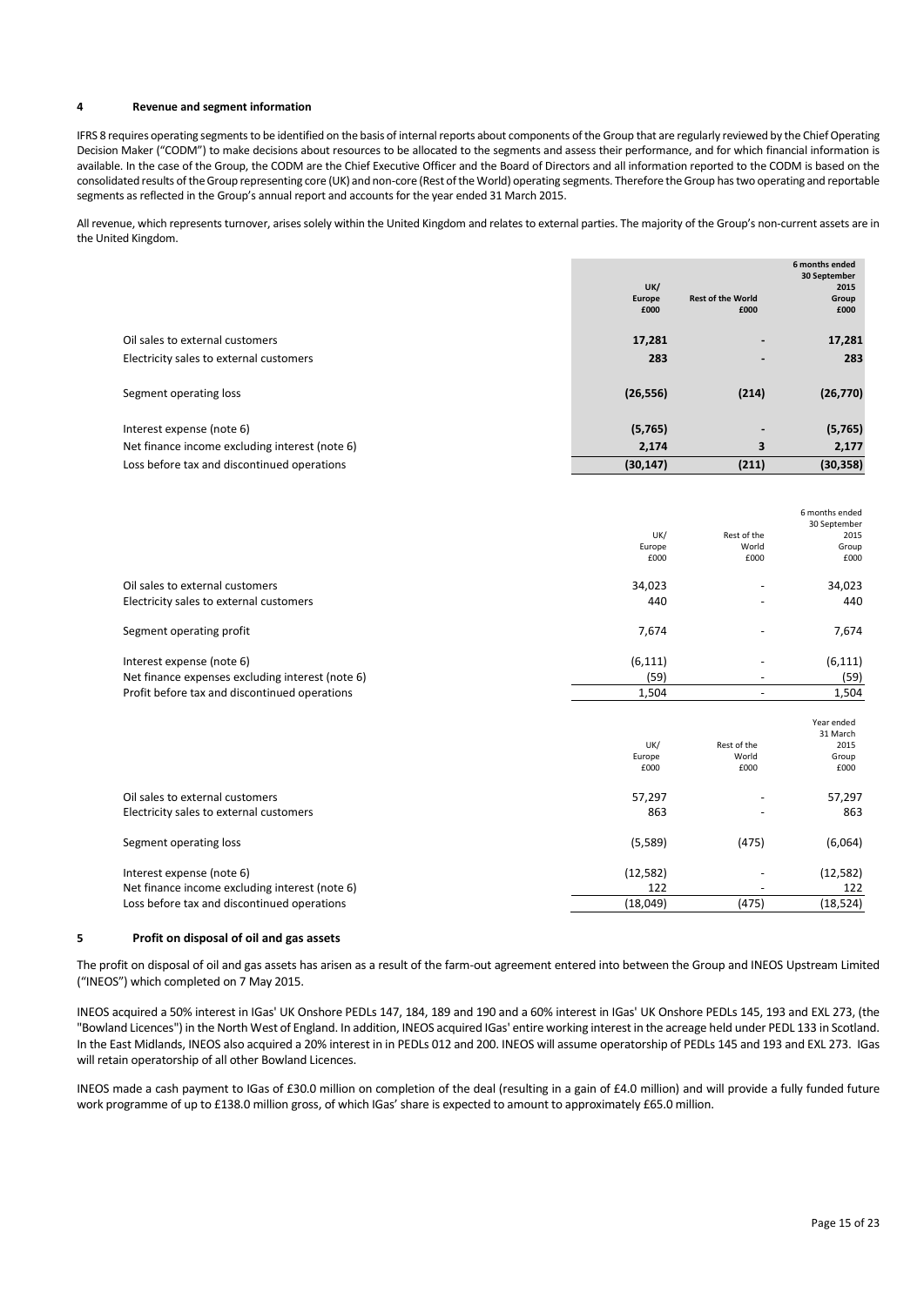## 4 Revenue and segment information

IFRS 8 requires operating segments to be identified on the basis of internal reports about components of the Group that are regularly reviewed by the Chief Operating Decision Maker ("CODM") to make decisions about resources to be allocated to the segments and assess their performance, and for which financial information is available. In the case of the Group, the CODM are the Chief Executive Officer and the Board of Directors and all information reported to the CODM is based on the consolidated results of the Group representing core (UK) and non-core (Rest of the World) operating segments. Therefore the Group has two operating and reportable segments as reflected in the Group's annual report and accounts for the year ended 31 March 2015.

All revenue, which represents turnover, arises solely within the United Kingdom and relates to external parties. The majority of the Group's non-current assets are in the United Kingdom.

| | UK/ Europe £000 | Rest of the World £000 | 6 months ended 30 September 2015 Group £000 |
|---|---|---|---|
| Oil sales to external customers | **17,281** | **-** | **17,281** |
| Electricity sales to external customers | **283** | **-** | **283** |
| Segment operating loss | **(26,556)** | **(214)** | **(26,770)** |
| Interest expense (note 6) | **(5,765)** | **-** | **(5,765)** |
| Net finance income excluding interest (note 6) | **2,174** | **3** | **2,177** |
| Loss before tax and discontinued operations | **(30,147)** | **(211)** | **(30,358)** |

| | UK/ Europe £000 | Rest of the World £000 | 6 months ended 30 September 2015 Group £000 |
|---|---|---|---|
| Oil sales to external customers | 34,023 | - | 34,023 |
| Electricity sales to external customers | 440 | - | 440 |
| Segment operating profit | 7,674 | - | 7,674 |
| Interest expense (note 6) | (6,111) | - | (6,111) |
| Net finance expenses excluding interest (note 6) | (59) | - | (59) |
| Profit before tax and discontinued operations | 1,504 | - | 1,504 |

| | UK/ Europe £000 | Rest of the World £000 | Year ended 31 March 2015 Group £000 |
|---|---|---|---|
| Oil sales to external customers | 57,297 | - | 57,297 |
| Electricity sales to external customers | 863 | - | 863 |
| Segment operating loss | (5,589) | (475) | (6,064) |
| Interest expense (note 6) | (12,582) | - | (12,582) |
| Net finance income excluding interest (note 6) | 122 | - | 122 |
| Loss before tax and discontinued operations | (18,049) | (475) | (18,524) |

## 5 Profit on disposal of oil and gas assets

The profit on disposal of oil and gas assets has arisen as a result of the farm-out agreement entered into between the Group and INEOS Upstream Limited ("INEOS") which completed on 7 May 2015.

INEOS acquired a 50% interest in IGas' UK Onshore PEDLs 147, 184, 189 and 190 and a 60% interest in IGas' UK Onshore PEDLs 145, 193 and EXL 273, (the "Bowland Licences") in the North West of England. In addition, INEOS acquired IGas' entire working interest in the acreage held under PEDL 133 in Scotland. In the East Midlands, INEOS also acquired a 20% interest in in PEDLs 012 and 200. INEOS will assume operatorship of PEDLs 145 and 193 and EXL 273. IGas will retain operatorship of all other Bowland Licences.

INEOS made a cash payment to IGas of £30.0 million on completion of the deal (resulting in a gain of £4.0 million) and will provide a fully funded future work programme of up to £138.0 million gross, of which IGas' share is expected to amount to approximately £65.0 million.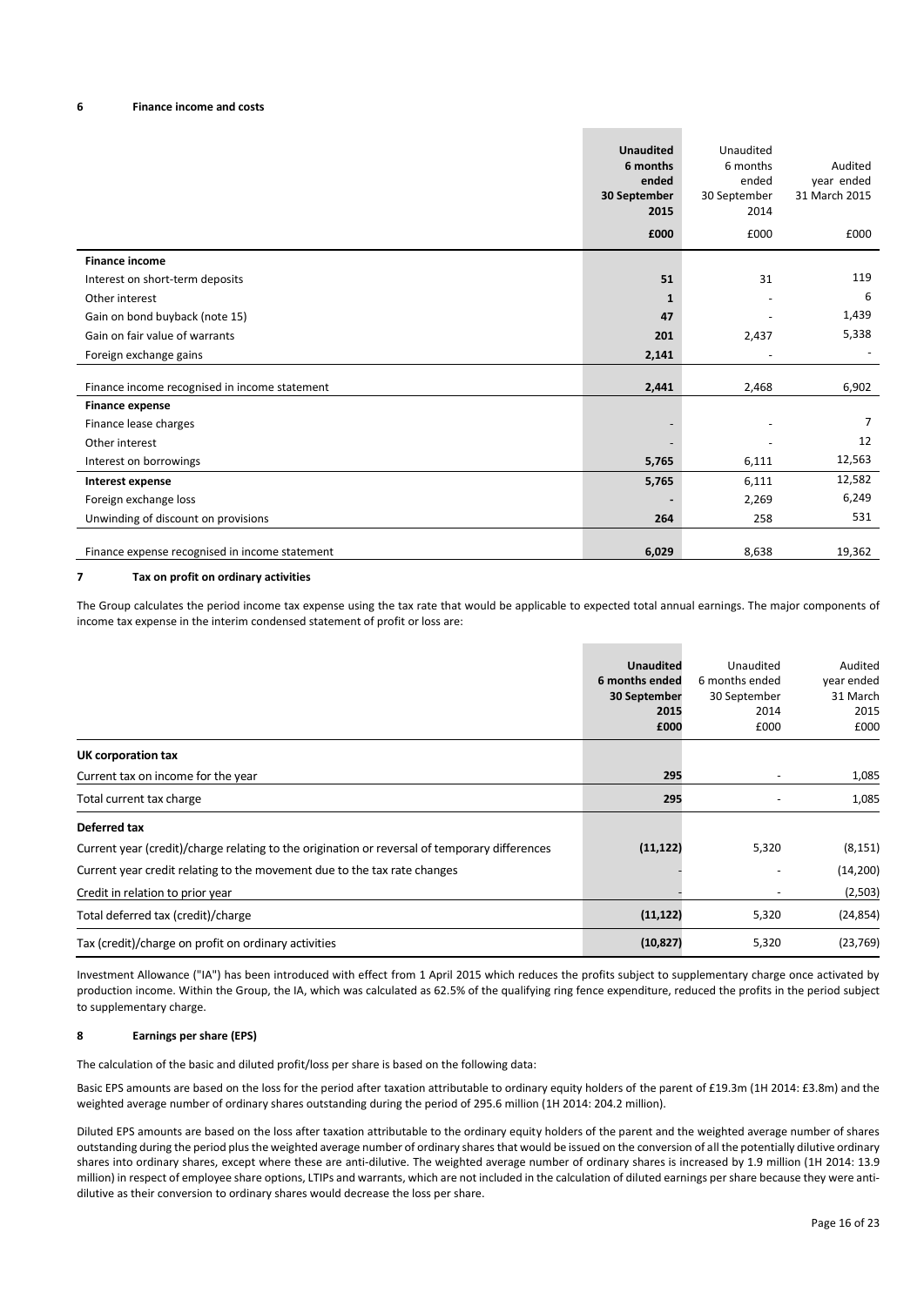## 6 Finance income and costs

| | Unaudited 6 months ended 30 September 2015 | Unaudited 6 months ended 30 September 2014 | Audited year ended 31 March 2015 |
|---|---|---|---|
| | £000 | £000 | £000 |
| **Finance income** | | | |
| Interest on short-term deposits | 51 | 31 | 119 |
| Other interest | 1 | - | 6 |
| Gain on bond buyback (note 15) | 47 | - | 1,439 |
| Gain on fair value of warrants | 201 | 2,437 | 5,338 |
| Foreign exchange gains | 2,141 | - | - |
| Finance income recognised in income statement | 2,441 | 2,468 | 6,902 |
| **Finance expense** | | | |
| Finance lease charges | - | - | 7 |
| Other interest | - | - | 12 |
| Interest on borrowings | 5,765 | 6,111 | 12,563 |
| **Interest expense** | 5,765 | 6,111 | 12,582 |
| Foreign exchange loss | - | 2,269 | 6,249 |
| Unwinding of discount on provisions | 264 | 258 | 531 |
| Finance expense recognised in income statement | 6,029 | 8,638 | 19,362 |

## 7 Tax on profit on ordinary activities

The Group calculates the period income tax expense using the tax rate that would be applicable to expected total annual earnings. The major components of income tax expense in the interim condensed statement of profit or loss are:

| | Unaudited 6 months ended 30 September 2015 £000 | Unaudited 6 months ended 30 September 2014 £000 | Audited year ended 31 March 2015 £000 |
|---|---|---|---|
| **UK corporation tax** | | | |
| Current tax on income for the year | 295 | - | 1,085 |
| Total current tax charge | 295 | - | 1,085 |
| **Deferred tax** | | | |
| Current year (credit)/charge relating to the origination or reversal of temporary differences | (11,122) | 5,320 | (8,151) |
| Current year credit relating to the movement due to the tax rate changes | - | - | (14,200) |
| Credit in relation to prior year | - | - | (2,503) |
| Total deferred tax (credit)/charge | (11,122) | 5,320 | (24,854) |
| Tax (credit)/charge on profit on ordinary activities | (10,827) | 5,320 | (23,769) |

Investment Allowance ("IA") has been introduced with effect from 1 April 2015 which reduces the profits subject to supplementary charge once activated by production income. Within the Group, the IA, which was calculated as 62.5% of the qualifying ring fence expenditure, reduced the profits in the period subject to supplementary charge.

## 8 Earnings per share (EPS)

The calculation of the basic and diluted profit/loss per share is based on the following data:

Basic EPS amounts are based on the loss for the period after taxation attributable to ordinary equity holders of the parent of £19.3m (1H 2014: £3.8m) and the weighted average number of ordinary shares outstanding during the period of 295.6 million (1H 2014: 204.2 million).

Diluted EPS amounts are based on the loss after taxation attributable to the ordinary equity holders of the parent and the weighted average number of shares outstanding during the period plus the weighted average number of ordinary shares that would be issued on the conversion of all the potentially dilutive ordinary shares into ordinary shares, except where these are anti-dilutive. The weighted average number of ordinary shares is increased by 1.9 million (1H 2014: 13.9 million) in respect of employee share options, LTIPs and warrants, which are not included in the calculation of diluted earnings per share because they were anti-dilutive as their conversion to ordinary shares would decrease the loss per share.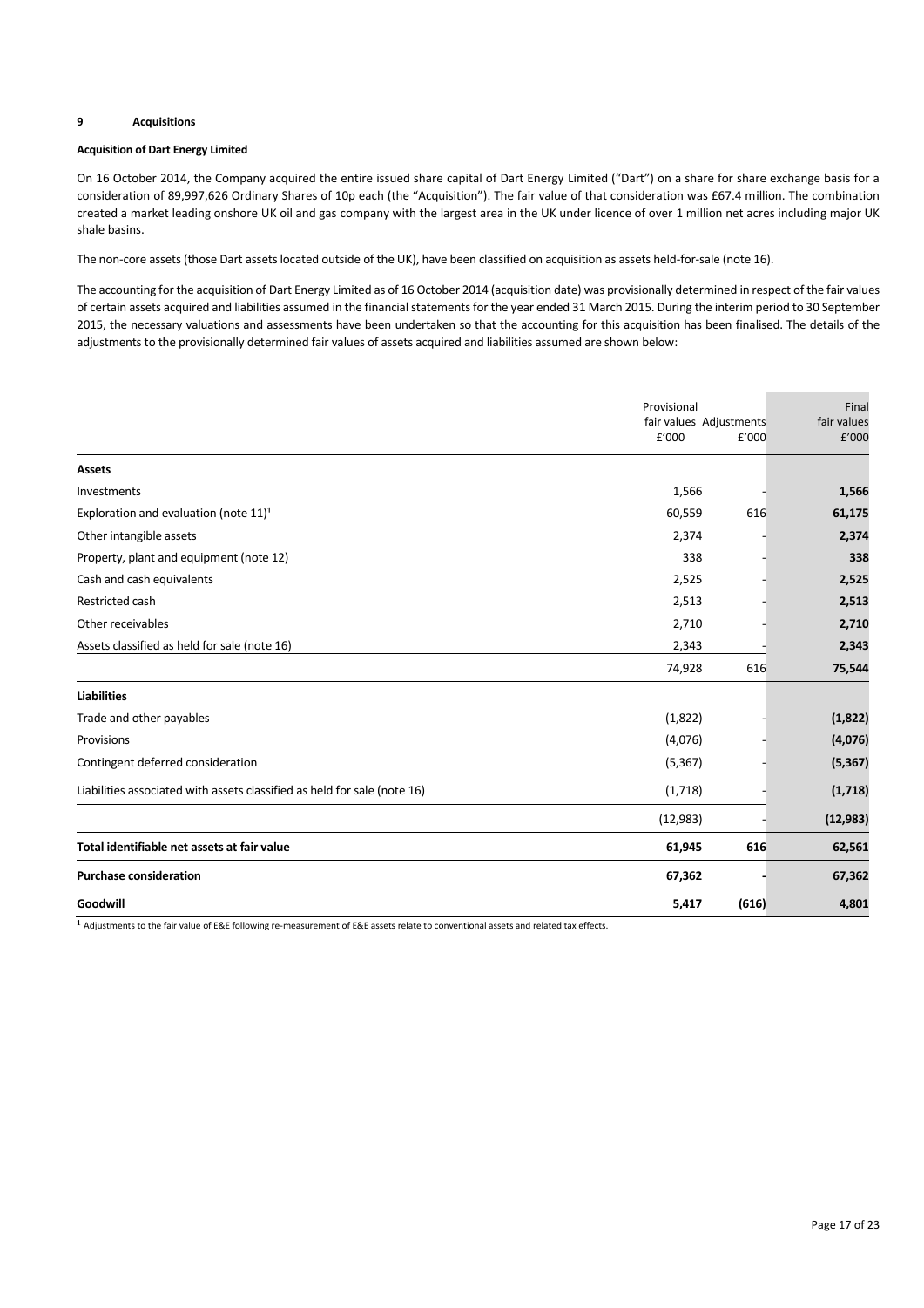## 9 Acquisitions

**Acquisition of Dart Energy Limited**

On 16 October 2014, the Company acquired the entire issued share capital of Dart Energy Limited ("Dart") on a share for share exchange basis for a consideration of 89,997,626 Ordinary Shares of 10p each (the "Acquisition"). The fair value of that consideration was £67.4 million. The combination created a market leading onshore UK oil and gas company with the largest area in the UK under licence of over 1 million net acres including major UK shale basins.

The non-core assets (those Dart assets located outside of the UK), have been classified on acquisition as assets held-for-sale (note 16).

The accounting for the acquisition of Dart Energy Limited as of 16 October 2014 (acquisition date) was provisionally determined in respect of the fair values of certain assets acquired and liabilities assumed in the financial statements for the year ended 31 March 2015. During the interim period to 30 September 2015, the necessary valuations and assessments have been undertaken so that the accounting for this acquisition has been finalised. The details of the adjustments to the provisionally determined fair values of assets acquired and liabilities assumed are shown below:

| | Provisional fair values £'000 | Adjustments £'000 | Final fair values £'000 |
|---|---|---|---|
| **Assets** | | | |
| Investments | 1,566 | - | **1,566** |
| Exploration and evaluation (note 11)[1] | 60,559 | 616 | **61,175** |
| Other intangible assets | 2,374 | - | **2,374** |
| Property, plant and equipment (note 12) | 338 | - | **338** |
| Cash and cash equivalents | 2,525 | - | **2,525** |
| Restricted cash | 2,513 | - | **2,513** |
| Other receivables | 2,710 | - | **2,710** |
| Assets classified as held for sale (note 16) | 2,343 | - | **2,343** |
| | 74,928 | 616 | **75,544** |
| **Liabilities** | | | |
| Trade and other payables | (1,822) | - | **(1,822)** |
| Provisions | (4,076) | - | **(4,076)** |
| Contingent deferred consideration | (5,367) | - | **(5,367)** |
| Liabilities associated with assets classified as held for sale (note 16) | (1,718) | - | **(1,718)** |
| | (12,983) | - | **(12,983)** |
| **Total identifiable net assets at fair value** | **61,945** | **616** | **62,561** |
| **Purchase consideration** | **67,362** | **-** | **67,362** |
| **Goodwill** | **5,417** | **(616)** | **4,801** |

[1] Adjustments to the fair value of E&E following re-measurement of E&E assets relate to conventional assets and related tax effects.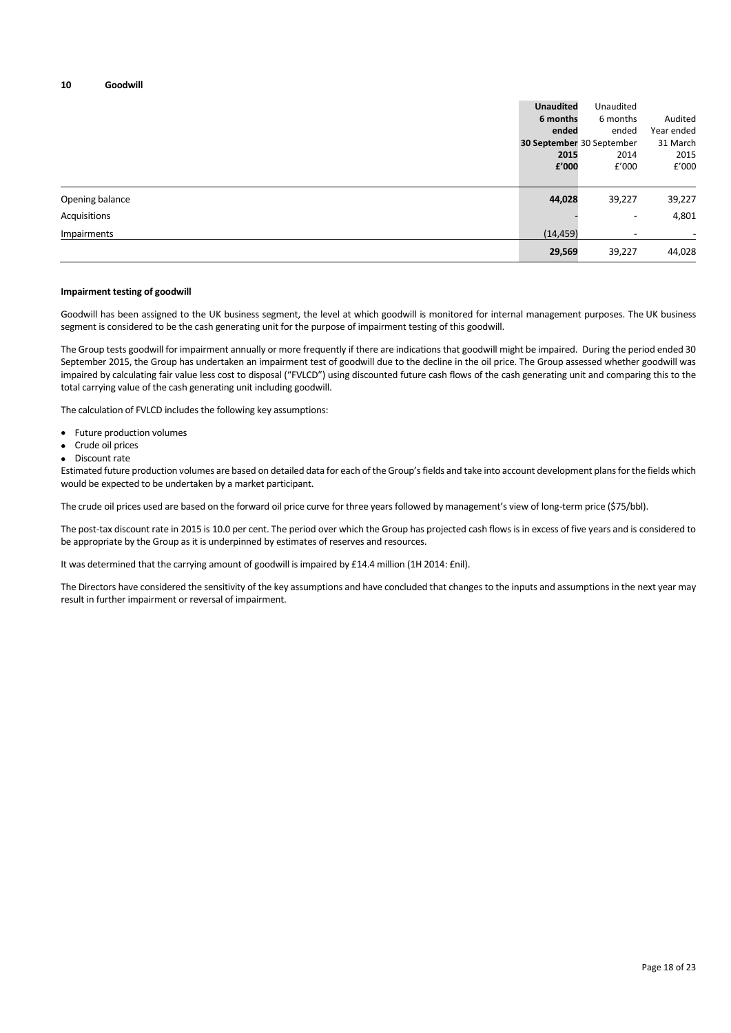## 10 Goodwill

| | **Unaudited 6 months ended 30 September 2015 £'000** | Unaudited 6 months ended 30 September 2014 £'000 | Audited Year ended 31 March 2015 £'000 |
|---|---|---|---|
| Opening balance | **44,028** | 39,227 | 39,227 |
| Acquisitions | **-** | - | 4,801 |
| Impairments | **(14,459)** | - | - |
| | **29,569** | 39,227 | 44,028 |

**Impairment testing of goodwill**

Goodwill has been assigned to the UK business segment, the level at which goodwill is monitored for internal management purposes. The UK business segment is considered to be the cash generating unit for the purpose of impairment testing of this goodwill.

The Group tests goodwill for impairment annually or more frequently if there are indications that goodwill might be impaired. During the period ended 30 September 2015, the Group has undertaken an impairment test of goodwill due to the decline in the oil price. The Group assessed whether goodwill was impaired by calculating fair value less cost to disposal ("FVLCD") using discounted future cash flows of the cash generating unit and comparing this to the total carrying value of the cash generating unit including goodwill.

The calculation of FVLCD includes the following key assumptions:

- Future production volumes
- Crude oil prices
- Discount rate

Estimated future production volumes are based on detailed data for each of the Group's fields and take into account development plans for the fields which would be expected to be undertaken by a market participant.

The crude oil prices used are based on the forward oil price curve for three years followed by management's view of long-term price ($75/bbl).

The post-tax discount rate in 2015 is 10.0 per cent. The period over which the Group has projected cash flows is in excess of five years and is considered to be appropriate by the Group as it is underpinned by estimates of reserves and resources.

It was determined that the carrying amount of goodwill is impaired by £14.4 million (1H 2014: £nil).

The Directors have considered the sensitivity of the key assumptions and have concluded that changes to the inputs and assumptions in the next year may result in further impairment or reversal of impairment.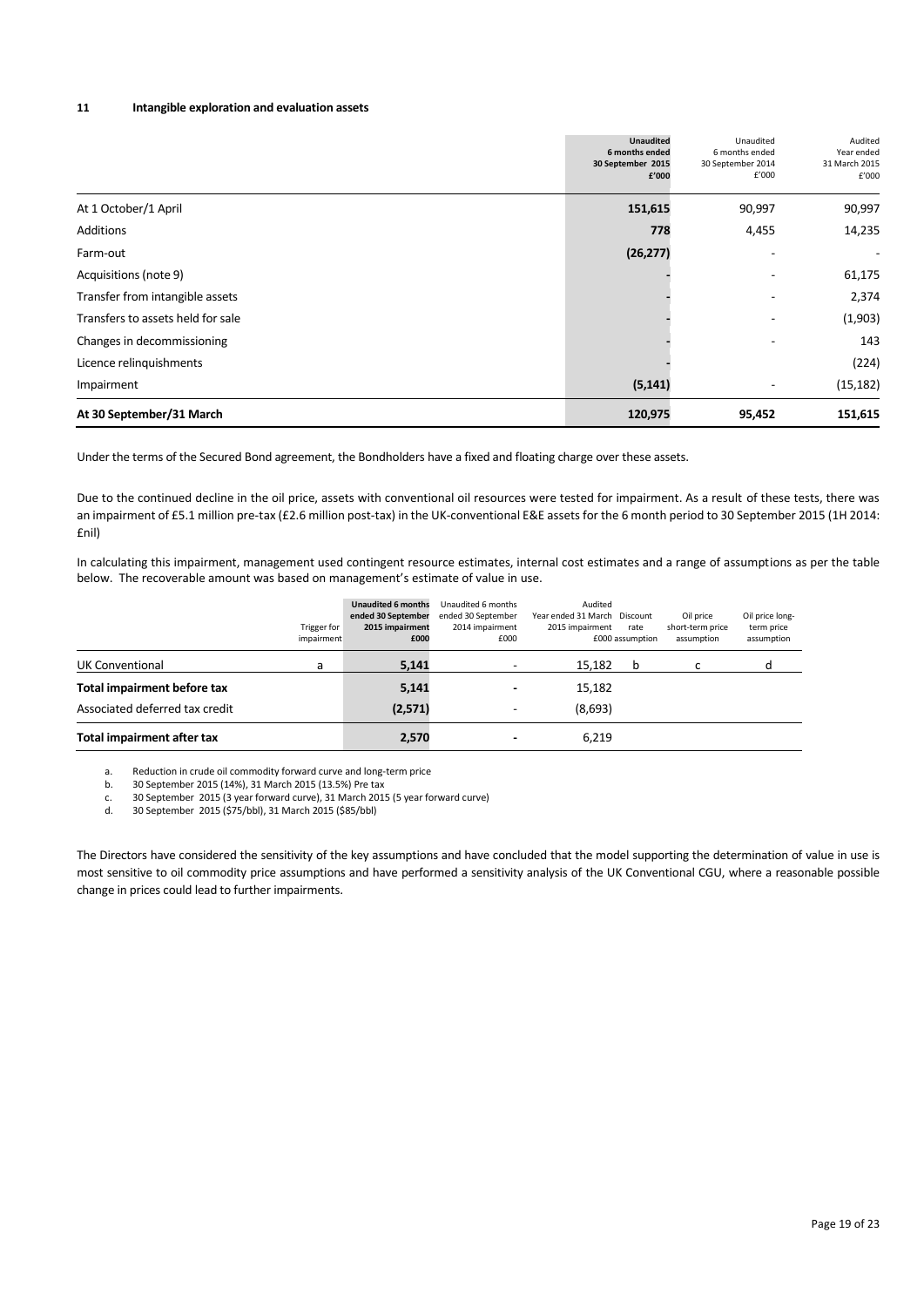## 11 Intangible exploration and evaluation assets

| | Unaudited 6 months ended 30 September 2015 £'000 | Unaudited 6 months ended 30 September 2014 £'000 | Audited Year ended 31 March 2015 £'000 |
|---|---|---|---|
| At 1 October/1 April | 151,615 | 90,997 | 90,997 |
| Additions | 778 | 4,455 | 14,235 |
| Farm-out | (26,277) | - | - |
| Acquisitions (note 9) | - | - | 61,175 |
| Transfer from intangible assets | - | - | 2,374 |
| Transfers to assets held for sale | - | - | (1,903) |
| Changes in decommissioning | - | - | 143 |
| Licence relinquishments | - | | (224) |
| Impairment | (5,141) | - | (15,182) |
| **At 30 September/31 March** | **120,975** | **95,452** | **151,615** |

Under the terms of the Secured Bond agreement, the Bondholders have a fixed and floating charge over these assets.

Due to the continued decline in the oil price, assets with conventional oil resources were tested for impairment. As a result of these tests, there was an impairment of £5.1 million pre-tax (£2.6 million post-tax) in the UK-conventional E&E assets for the 6 month period to 30 September 2015 (1H 2014: £nil)

In calculating this impairment, management used contingent resource estimates, internal cost estimates and a range of assumptions as per the table below. The recoverable amount was based on management's estimate of value in use.

| | Trigger for impairment | Unaudited 6 months ended 30 September 2015 impairment £000 | Unaudited 6 months ended 30 September 2014 impairment £000 | Audited Year ended 31 March 2015 impairment £000 | Discount rate assumption | Oil price short-term price assumption | Oil price long-term price assumption |
|---|---|---|---|---|---|---|---|
| UK Conventional | a | 5,141 | - | 15,182 | b | c | d |
| **Total impairment before tax** | | 5,141 | - | 15,182 | | | |
| Associated deferred tax credit | | (2,571) | - | (8,693) | | | |
| **Total impairment after tax** | | 2,570 | - | 6,219 | | | |

a. Reduction in crude oil commodity forward curve and long-term price
b. 30 September 2015 (14%), 31 March 2015 (13.5%) Pre tax
c. 30 September 2015 (3 year forward curve), 31 March 2015 (5 year forward curve)
d. 30 September 2015 ($75/bbl), 31 March 2015 ($85/bbl)

The Directors have considered the sensitivity of the key assumptions and have concluded that the model supporting the determination of value in use is most sensitive to oil commodity price assumptions and have performed a sensitivity analysis of the UK Conventional CGU, where a reasonable possible change in prices could lead to further impairments.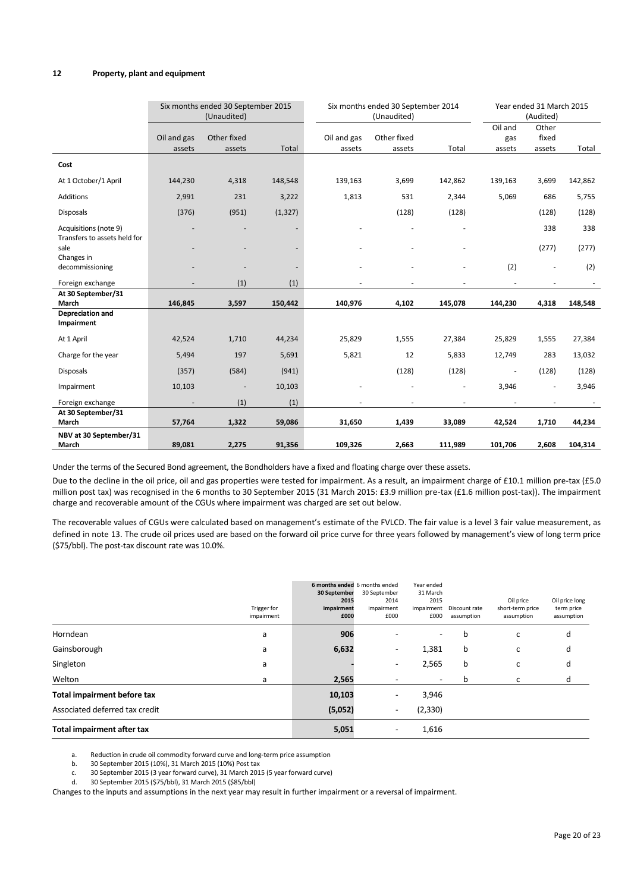## 12 Property, plant and equipment

| | Six months ended 30 September 2015 (Unaudited) | | | Six months ended 30 September 2014 (Unaudited) | | | Year ended 31 March 2015 (Audited) | | |
|---|---|---|---|---|---|---|---|---|---|
| | Oil and gas assets | Other fixed assets | Total | Oil and gas assets | Other fixed assets | Total | Oil and gas assets | Other fixed assets | Total |
| **Cost** | | | | | | | | | |
| At 1 October/1 April | 144,230 | 4,318 | 148,548 | 139,163 | 3,699 | 142,862 | 139,163 | 3,699 | 142,862 |
| Additions | 2,991 | 231 | 3,222 | 1,813 | 531 | 2,344 | 5,069 | 686 | 5,755 |
| Disposals | (376) | (951) | (1,327) | | (128) | (128) | | (128) | (128) |
| Acquisitions (note 9) | - | - | - | - | - | - | | 338 | 338 |
| Transfers to assets held for sale | - | - | - | - | - | - | | (277) | (277) |
| Changes in decommissioning | - | - | - | - | - | - | (2) | - | (2) |
| Foreign exchange | - | (1) | (1) | - | - | - | - | - | - |
| **At 30 September/31 March** | **146,845** | **3,597** | **150,442** | **140,976** | **4,102** | **145,078** | **144,230** | **4,318** | **148,548** |
| **Depreciation and Impairment** | | | | | | | | | |
| At 1 April | 42,524 | 1,710 | 44,234 | 25,829 | 1,555 | 27,384 | 25,829 | 1,555 | 27,384 |
| Charge for the year | 5,494 | 197 | 5,691 | 5,821 | 12 | 5,833 | 12,749 | 283 | 13,032 |
| Disposals | (357) | (584) | (941) | | (128) | (128) | - | (128) | (128) |
| Impairment | 10,103 | - | 10,103 | - | - | - | 3,946 | - | 3,946 |
| Foreign exchange | - | (1) | (1) | - | - | - | - | - | - |
| **At 30 September/31 March** | **57,764** | **1,322** | **59,086** | **31,650** | **1,439** | **33,089** | **42,524** | **1,710** | **44,234** |
| **NBV at 30 September/31 March** | **89,081** | **2,275** | **91,356** | **109,326** | **2,663** | **111,989** | **101,706** | **2,608** | **104,314** |

Under the terms of the Secured Bond agreement, the Bondholders have a fixed and floating charge over these assets.

Due to the decline in the oil price, oil and gas properties were tested for impairment. As a result, an impairment charge of £10.1 million pre-tax (£5.0 million post tax) was recognised in the 6 months to 30 September 2015 (31 March 2015: £3.9 million pre-tax (£1.6 million post-tax)). The impairment charge and recoverable amount of the CGUs where impairment was charged are set out below.

The recoverable values of CGUs were calculated based on management's estimate of the FVLCD. The fair value is a level 3 fair value measurement, as defined in note 13. The crude oil prices used are based on the forward oil price curve for three years followed by management's view of long term price ($75/bbl). The post-tax discount rate was 10.0%.

| | Trigger for impairment | 6 months ended 30 September 2015 impairment £000 | 6 months ended 30 September 2014 impairment £000 | Year ended 31 March 2015 impairment £000 | Discount rate assumption | Oil price short-term price assumption | Oil price long term price assumption |
|---|---|---|---|---|---|---|---|
| Horndean | a | 906 | - | - | b | c | d |
| Gainsborough | a | 6,632 | - | 1,381 | b | c | d |
| Singleton | a | - | - | 2,565 | b | c | d |
| Welton | a | 2,565 | - | - | b | c | d |
| **Total impairment before tax** | | **10,103** | - | 3,946 | | | |
| Associated deferred tax credit | | (5,052) | - | (2,330) | | | |
| **Total impairment after tax** | | **5,051** | - | 1,616 | | | |

a. Reduction in crude oil commodity forward curve and long-term price assumption
b. 30 September 2015 (10%), 31 March 2015 (10%) Post tax
c. 30 September 2015 (3 year forward curve), 31 March 2015 (5 year forward curve)
d. 30 September 2015 ($75/bbl), 31 March 2015 ($85/bbl)

Changes to the inputs and assumptions in the next year may result in further impairment or a reversal of impairment.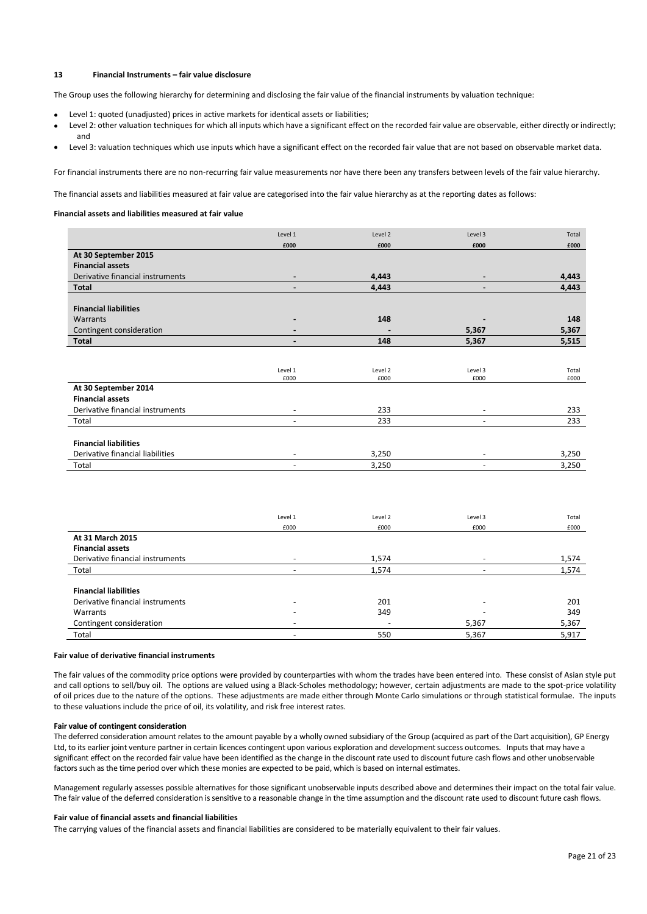## 13 Financial Instruments – fair value disclosure

The Group uses the following hierarchy for determining and disclosing the fair value of the financial instruments by valuation technique:

- Level 1: quoted (unadjusted) prices in active markets for identical assets or liabilities;
- Level 2: other valuation techniques for which all inputs which have a significant effect on the recorded fair value are observable, either directly or indirectly; and
- Level 3: valuation techniques which use inputs which have a significant effect on the recorded fair value that are not based on observable market data.

For financial instruments there are no non-recurring fair value measurements nor have there been any transfers between levels of the fair value hierarchy.

The financial assets and liabilities measured at fair value are categorised into the fair value hierarchy as at the reporting dates as follows:

**Financial assets and liabilities measured at fair value**

| | Level 1 | Level 2 | Level 3 | Total |
|---|---|---|---|---|
| | £000 | £000 | £000 | £000 |
| **At 30 September 2015** | | | | |
| **Financial assets** | | | | |
| Derivative financial instruments | - | 4,443 | - | 4,443 |
| **Total** | - | 4,443 | - | 4,443 |
| | | | | |
| **Financial liabilities** | | | | |
| Warrants | - | 148 | - | 148 |
| Contingent consideration | - | - | 5,367 | 5,367 |
| **Total** | - | 148 | 5,367 | 5,515 |

| | Level 1 | Level 2 | Level 3 | Total |
|---|---|---|---|---|
| | £000 | £000 | £000 | £000 |
| **At 30 September 2014** | | | | |
| **Financial assets** | | | | |
| Derivative financial instruments | - | 233 | - | 233 |
| Total | - | 233 | - | 233 |
| | | | | |
| **Financial liabilities** | | | | |
| Derivative financial liabilities | - | 3,250 | - | 3,250 |
| Total | - | 3,250 | - | 3,250 |

| | Level 1 | Level 2 | Level 3 | Total |
|---|---|---|---|---|
| | £000 | £000 | £000 | £000 |
| **At 31 March 2015** | | | | |
| **Financial assets** | | | | |
| Derivative financial instruments | - | 1,574 | - | 1,574 |
| Total | - | 1,574 | - | 1,574 |
| | | | | |
| **Financial liabilities** | | | | |
| Derivative financial instruments | - | 201 | - | 201 |
| Warrants | - | 349 | - | 349 |
| Contingent consideration | - | - | 5,367 | 5,367 |
| Total | - | 550 | 5,367 | 5,917 |

**Fair value of derivative financial instruments**

The fair values of the commodity price options were provided by counterparties with whom the trades have been entered into. These consist of Asian style put and call options to sell/buy oil. The options are valued using a Black-Scholes methodology; however, certain adjustments are made to the spot-price volatility of oil prices due to the nature of the options. These adjustments are made either through Monte Carlo simulations or through statistical formulae. The inputs to these valuations include the price of oil, its volatility, and risk free interest rates.

**Fair value of contingent consideration**

The deferred consideration amount relates to the amount payable by a wholly owned subsidiary of the Group (acquired as part of the Dart acquisition), GP Energy Ltd, to its earlier joint venture partner in certain licences contingent upon various exploration and development success outcomes. Inputs that may have a significant effect on the recorded fair value have been identified as the change in the discount rate used to discount future cash flows and other unobservable factors such as the time period over which these monies are expected to be paid, which is based on internal estimates.

Management regularly assesses possible alternatives for those significant unobservable inputs described above and determines their impact on the total fair value. The fair value of the deferred consideration is sensitive to a reasonable change in the time assumption and the discount rate used to discount future cash flows.

**Fair value of financial assets and financial liabilities**

The carrying values of the financial assets and financial liabilities are considered to be materially equivalent to their fair values.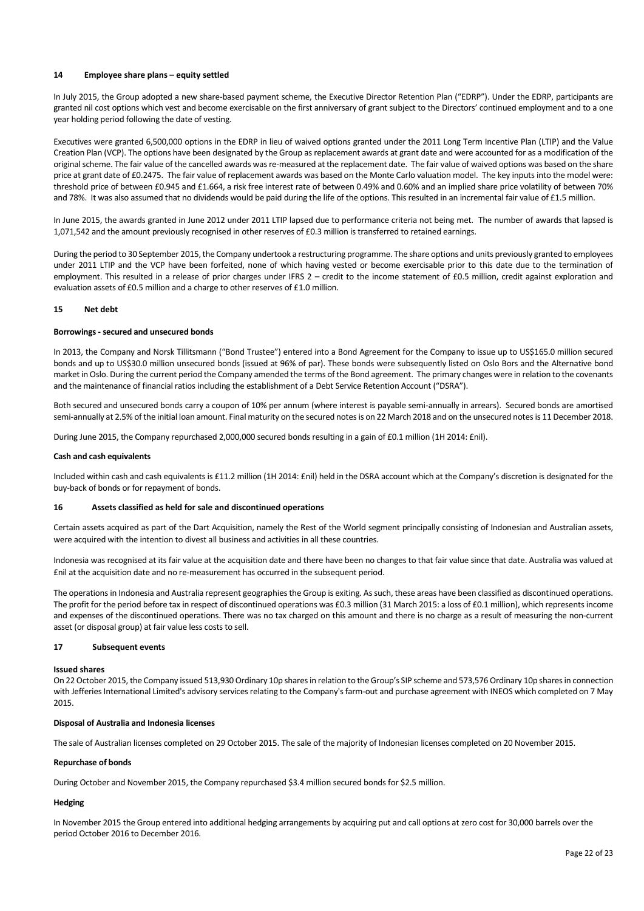## 14 Employee share plans – equity settled

In July 2015, the Group adopted a new share-based payment scheme, the Executive Director Retention Plan ("EDRP"). Under the EDRP, participants are granted nil cost options which vest and become exercisable on the first anniversary of grant subject to the Directors' continued employment and to a one year holding period following the date of vesting.

Executives were granted 6,500,000 options in the EDRP in lieu of waived options granted under the 2011 Long Term Incentive Plan (LTIP) and the Value Creation Plan (VCP). The options have been designated by the Group as replacement awards at grant date and were accounted for as a modification of the original scheme. The fair value of the cancelled awards was re-measured at the replacement date. The fair value of waived options was based on the share price at grant date of £0.2475. The fair value of replacement awards was based on the Monte Carlo valuation model. The key inputs into the model were: threshold price of between £0.945 and £1.664, a risk free interest rate of between 0.49% and 0.60% and an implied share price volatility of between 70% and 78%. It was also assumed that no dividends would be paid during the life of the options. This resulted in an incremental fair value of £1.5 million.

In June 2015, the awards granted in June 2012 under 2011 LTIP lapsed due to performance criteria not being met. The number of awards that lapsed is 1,071,542 and the amount previously recognised in other reserves of £0.3 million is transferred to retained earnings.

During the period to 30 September 2015, the Company undertook a restructuring programme. The share options and units previously granted to employees under 2011 LTIP and the VCP have been forfeited, none of which having vested or become exercisable prior to this date due to the termination of employment. This resulted in a release of prior charges under IFRS 2 – credit to the income statement of £0.5 million, credit against exploration and evaluation assets of £0.5 million and a charge to other reserves of £1.0 million.

## 15 Net debt

### Borrowings - secured and unsecured bonds

In 2013, the Company and Norsk Tillitsmann ("Bond Trustee") entered into a Bond Agreement for the Company to issue up to US$165.0 million secured bonds and up to US$30.0 million unsecured bonds (issued at 96% of par). These bonds were subsequently listed on Oslo Bors and the Alternative bond market in Oslo. During the current period the Company amended the terms of the Bond agreement. The primary changes were in relation to the covenants and the maintenance of financial ratios including the establishment of a Debt Service Retention Account ("DSRA").

Both secured and unsecured bonds carry a coupon of 10% per annum (where interest is payable semi-annually in arrears). Secured bonds are amortised semi-annually at 2.5% of the initial loan amount. Final maturity on the secured notes is on 22 March 2018 and on the unsecured notes is 11 December 2018.

During June 2015, the Company repurchased 2,000,000 secured bonds resulting in a gain of £0.1 million (1H 2014: £nil).

### Cash and cash equivalents

Included within cash and cash equivalents is £11.2 million (1H 2014: £nil) held in the DSRA account which at the Company's discretion is designated for the buy-back of bonds or for repayment of bonds.

## 16 Assets classified as held for sale and discontinued operations

Certain assets acquired as part of the Dart Acquisition, namely the Rest of the World segment principally consisting of Indonesian and Australian assets, were acquired with the intention to divest all business and activities in all these countries.

Indonesia was recognised at its fair value at the acquisition date and there have been no changes to that fair value since that date. Australia was valued at £nil at the acquisition date and no re-measurement has occurred in the subsequent period.

The operations in Indonesia and Australia represent geographies the Group is exiting. As such, these areas have been classified as discontinued operations. The profit for the period before tax in respect of discontinued operations was £0.3 million (31 March 2015: a loss of £0.1 million), which represents income and expenses of the discontinued operations. There was no tax charged on this amount and there is no charge as a result of measuring the non-current asset (or disposal group) at fair value less costs to sell.

## 17 Subsequent events

### Issued shares

On 22 October 2015, the Company issued 513,930 Ordinary 10p shares in relation to the Group's SIP scheme and 573,576 Ordinary 10p shares in connection with Jefferies International Limited's advisory services relating to the Company's farm-out and purchase agreement with INEOS which completed on 7 May 2015.

### Disposal of Australia and Indonesia licenses

The sale of Australian licenses completed on 29 October 2015. The sale of the majority of Indonesian licenses completed on 20 November 2015.

### Repurchase of bonds

During October and November 2015, the Company repurchased $3.4 million secured bonds for $2.5 million.

### Hedging

In November 2015 the Group entered into additional hedging arrangements by acquiring put and call options at zero cost for 30,000 barrels over the period October 2016 to December 2016.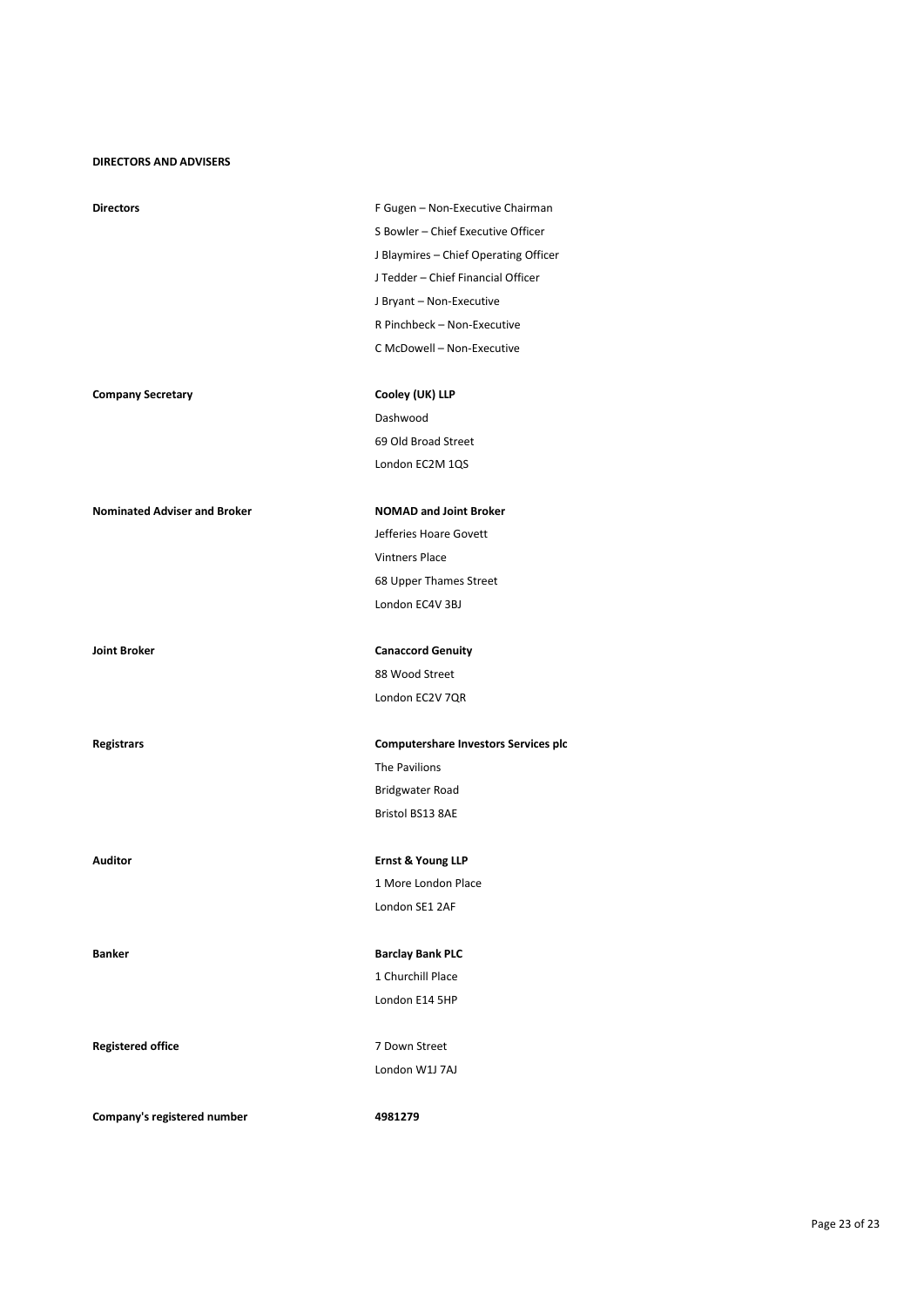**DIRECTORS AND ADVISERS**

| | |
|---|---|
| **Directors** | F Gugen – Non-Executive Chairman<br>S Bowler – Chief Executive Officer<br>J Blaymires – Chief Operating Officer<br>J Tedder – Chief Financial Officer<br>J Bryant – Non-Executive<br>R Pinchbeck – Non-Executive<br>C McDowell – Non-Executive |
| **Company Secretary** | **Cooley (UK) LLP**<br>Dashwood<br>69 Old Broad Street<br>London EC2M 1QS |
| **Nominated Adviser and Broker** | **NOMAD and Joint Broker**<br>Jefferies Hoare Govett<br>Vintners Place<br>68 Upper Thames Street<br>London EC4V 3BJ |
| **Joint Broker** | **Canaccord Genuity**<br>88 Wood Street<br>London EC2V 7QR |
| **Registrars** | **Computershare Investors Services plc**<br>The Pavilions<br>Bridgwater Road<br>Bristol BS13 8AE |
| **Auditor** | **Ernst & Young LLP**<br>1 More London Place<br>London SE1 2AF |
| **Banker** | **Barclay Bank PLC**<br>1 Churchill Place<br>London E14 5HP |
| **Registered office** | 7 Down Street<br>London W1J 7AJ |
| **Company's registered number** | **4981279** |